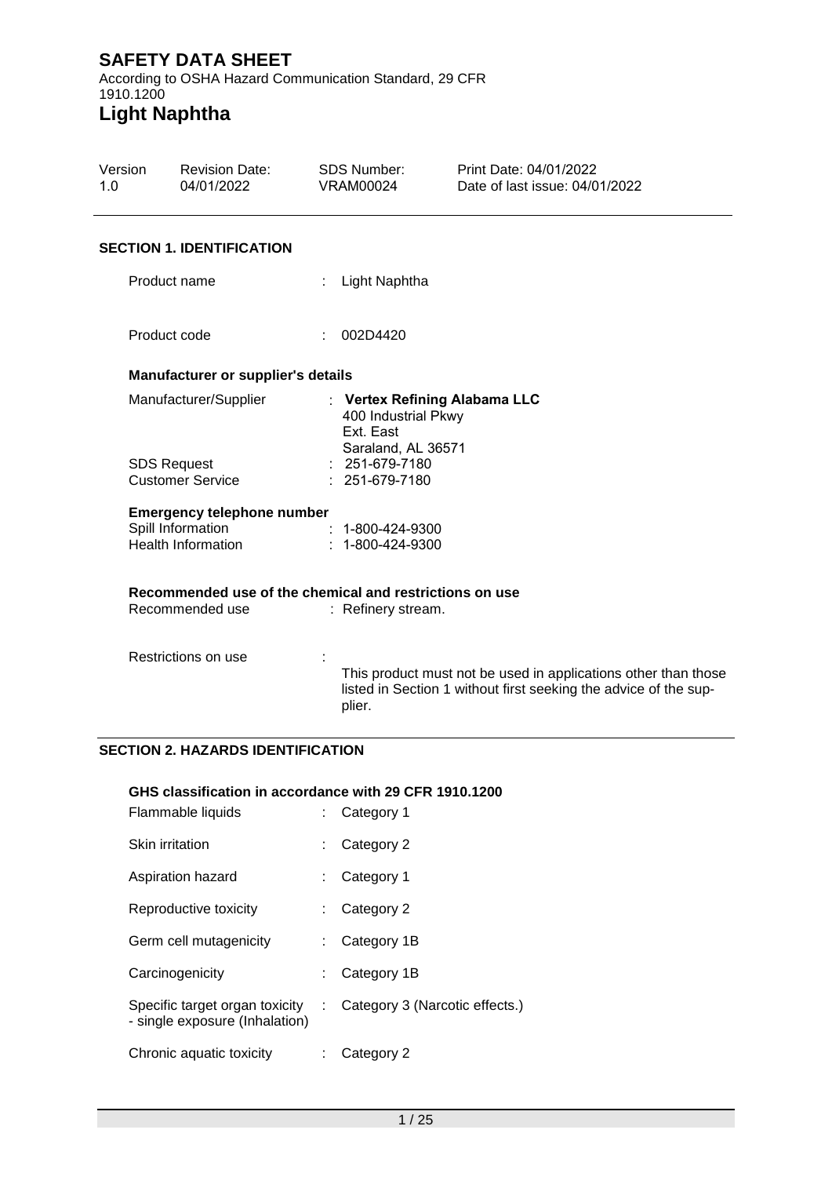# SAFETY DATA SHEET

According to OSHA Hazard Communication Standard, 29 CFR 1910.1200

# Light Naphtha

| Version | Revision Date: | SDS Number: | Print Date: 04/01/2022 |
|---|---|---|---|
| 1.0 | 04/01/2022 | VRAM00024 | Date of last issue: 04/01/2022 |

## SECTION 1. IDENTIFICATION

Product name : Light Naphtha

Product code : 002D4420

### Manufacturer or supplier's details

Manufacturer/Supplier : **Vertex Refining Alabama LLC**
400 Industrial Pkwy
Ext. East
Saraland, AL 36571

SDS Request : 251-679-7180

Customer Service : 251-679-7180

### Emergency telephone number

Spill Information : 1-800-424-9300

Health Information : 1-800-424-9300

### Recommended use of the chemical and restrictions on use

Recommended use : Refinery stream.

Restrictions on use : This product must not be used in applications other than those listed in Section 1 without first seeking the advice of the supplier.

## SECTION 2. HAZARDS IDENTIFICATION

### GHS classification in accordance with 29 CFR 1910.1200

| | |
|---|---|
| Flammable liquids | : Category 1 |
| Skin irritation | : Category 2 |
| Aspiration hazard | : Category 1 |
| Reproductive toxicity | : Category 2 |
| Germ cell mutagenicity | : Category 1B |
| Carcinogenicity | : Category 1B |
| Specific target organ toxicity - single exposure (Inhalation) | : Category 3 (Narcotic effects.) |
| Chronic aquatic toxicity | : Category 2 |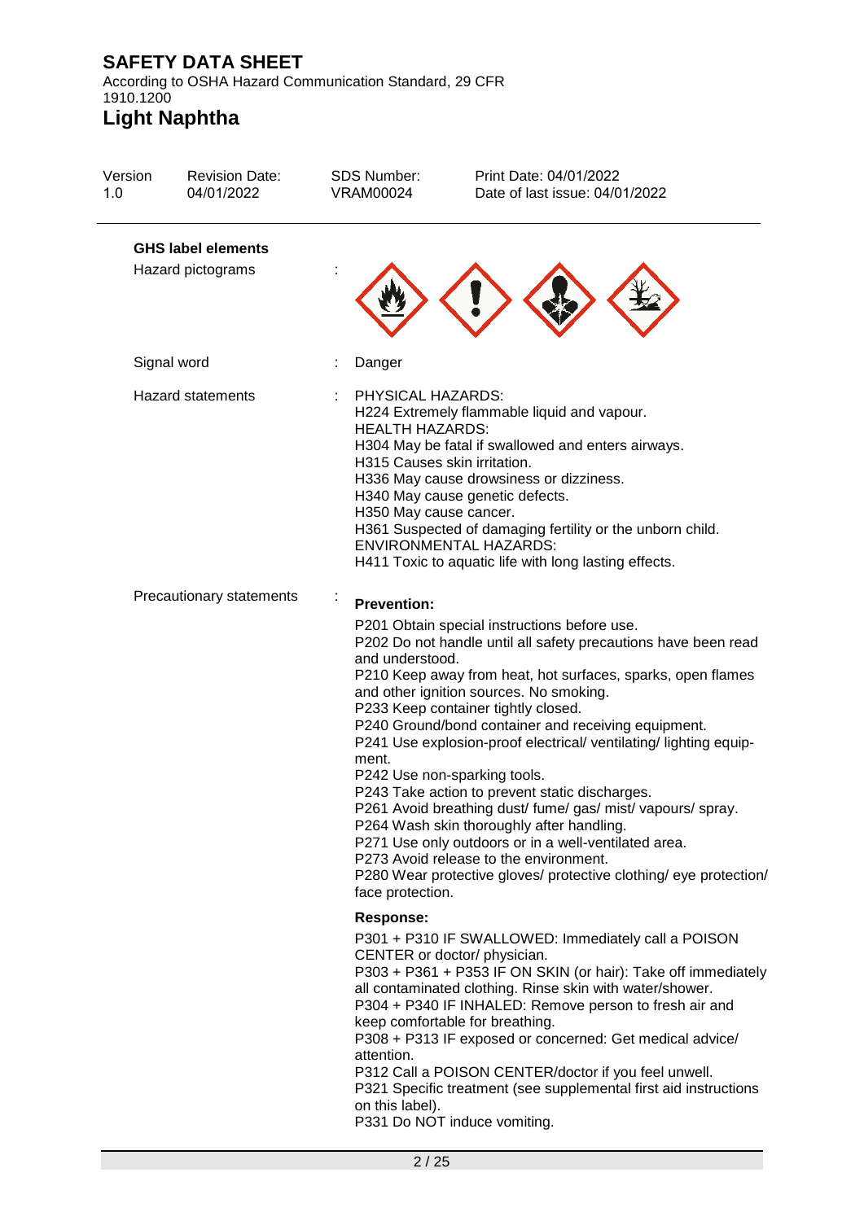# SAFETY DATA SHEET

According to OSHA Hazard Communication Standard, 29 CFR 1910.1200

# Light Naphtha

| Version | Revision Date: | SDS Number: | Print Date: 04/01/2022 |
|---|---|---|---|
| 1.0 | 04/01/2022 | VRAM00024 | Date of last issue: 04/01/2022 |

### GHS label elements

Hazard pictograms :

Signal word : Danger

Hazard statements :

PHYSICAL HAZARDS:
H224 Extremely flammable liquid and vapour.
HEALTH HAZARDS:
H304 May be fatal if swallowed and enters airways.
H315 Causes skin irritation.
H336 May cause drowsiness or dizziness.
H340 May cause genetic defects.
H350 May cause cancer.
H361 Suspected of damaging fertility or the unborn child.
ENVIRONMENTAL HAZARDS:
H411 Toxic to aquatic life with long lasting effects.

Precautionary statements :

**Prevention:**

P201 Obtain special instructions before use.
P202 Do not handle until all safety precautions have been read and understood.
P210 Keep away from heat, hot surfaces, sparks, open flames and other ignition sources. No smoking.
P233 Keep container tightly closed.
P240 Ground/bond container and receiving equipment.
P241 Use explosion-proof electrical/ ventilating/ lighting equipment.
P242 Use non-sparking tools.
P243 Take action to prevent static discharges.
P261 Avoid breathing dust/ fume/ gas/ mist/ vapours/ spray.
P264 Wash skin thoroughly after handling.
P271 Use only outdoors or in a well-ventilated area.
P273 Avoid release to the environment.
P280 Wear protective gloves/ protective clothing/ eye protection/ face protection.

**Response:**

P301 + P310 IF SWALLOWED: Immediately call a POISON CENTER or doctor/ physician.
P303 + P361 + P353 IF ON SKIN (or hair): Take off immediately all contaminated clothing. Rinse skin with water/shower.
P304 + P340 IF INHALED: Remove person to fresh air and keep comfortable for breathing.
P308 + P313 IF exposed or concerned: Get medical advice/ attention.
P312 Call a POISON CENTER/doctor if you feel unwell.
P321 Specific treatment (see supplemental first aid instructions on this label).
P331 Do NOT induce vomiting.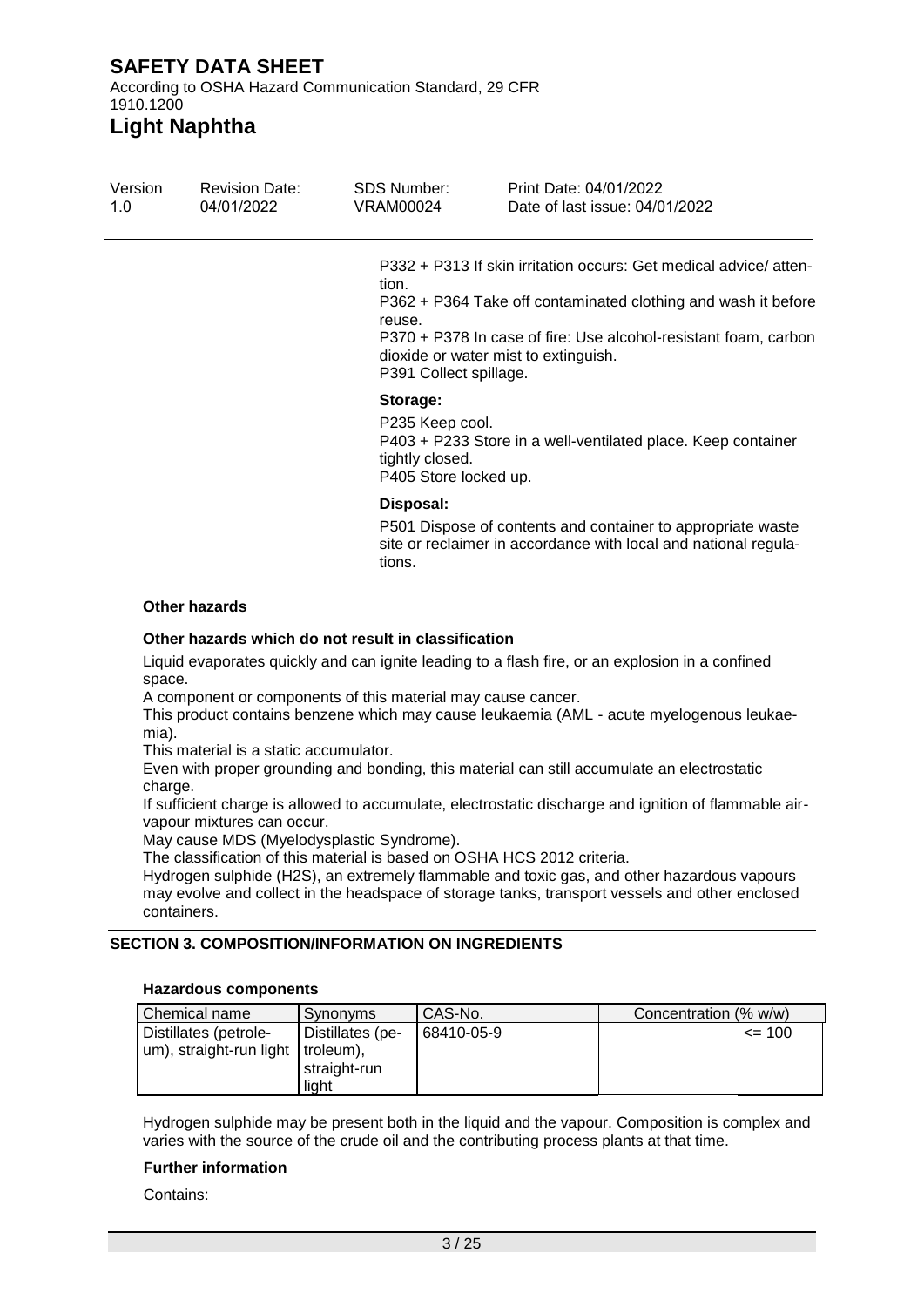P332 + P313 If skin irritation occurs: Get medical advice/ attention.
P362 + P364 Take off contaminated clothing and wash it before reuse.
P370 + P378 In case of fire: Use alcohol-resistant foam, carbon dioxide or water mist to extinguish.
P391 Collect spillage.

**Storage:**

P235 Keep cool.
P403 + P233 Store in a well-ventilated place. Keep container tightly closed.
P405 Store locked up.

**Disposal:**

P501 Dispose of contents and container to appropriate waste site or reclaimer in accordance with local and national regulations.

**Other hazards**

**Other hazards which do not result in classification**

Liquid evaporates quickly and can ignite leading to a flash fire, or an explosion in a confined space.
A component or components of this material may cause cancer.
This product contains benzene which may cause leukaemia (AML - acute myelogenous leukaemia).
This material is a static accumulator.
Even with proper grounding and bonding, this material can still accumulate an electrostatic charge.
If sufficient charge is allowed to accumulate, electrostatic discharge and ignition of flammable air-vapour mixtures can occur.
May cause MDS (Myelodysplastic Syndrome).
The classification of this material is based on OSHA HCS 2012 criteria.
Hydrogen sulphide ($H_2S$), an extremely flammable and toxic gas, and other hazardous vapours may evolve and collect in the headspace of storage tanks, transport vessels and other enclosed containers.

## SECTION 3. COMPOSITION/INFORMATION ON INGREDIENTS

**Hazardous components**

| Chemical name | Synonyms | CAS-No. | Concentration (% w/w) |
|---|---|---|---|
| Distillates (petroleum), straight-run light | Distillates (petroleum), straight-run light | 68410-05-9 | <= 100 |

Hydrogen sulphide may be present both in the liquid and the vapour. Composition is complex and varies with the source of the crude oil and the contributing process plants at that time.

**Further information**

Contains: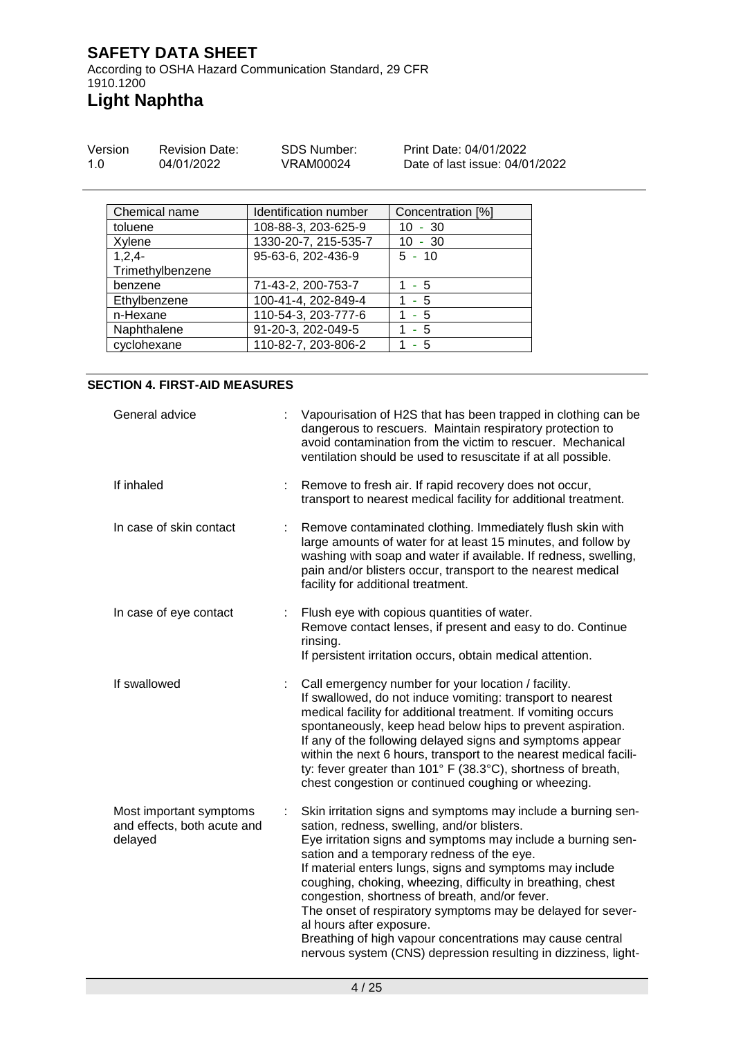| Chemical name | Identification number | Concentration [%] |
| --- | --- | --- |
| toluene | 108-88-3, 203-625-9 | 10 - 30 |
| Xylene | 1330-20-7, 215-535-7 | 10 - 30 |
| 1,2,4-Trimethylbenzene | 95-63-6, 202-436-9 | 5 - 10 |
| benzene | 71-43-2, 200-753-7 | 1 - 5 |
| Ethylbenzene | 100-41-4, 202-849-4 | 1 - 5 |
| n-Hexane | 110-54-3, 203-777-6 | 1 - 5 |
| Naphthalene | 91-20-3, 202-049-5 | 1 - 5 |
| cyclohexane | 110-82-7, 203-806-2 | 1 - 5 |

## SECTION 4. FIRST-AID MEASURES

General advice : Vapourisation of H2S that has been trapped in clothing can be dangerous to rescuers. Maintain respiratory protection to avoid contamination from the victim to rescuer. Mechanical ventilation should be used to resuscitate if at all possible.

If inhaled : Remove to fresh air. If rapid recovery does not occur, transport to nearest medical facility for additional treatment.

In case of skin contact : Remove contaminated clothing. Immediately flush skin with large amounts of water for at least 15 minutes, and follow by washing with soap and water if available. If redness, swelling, pain and/or blisters occur, transport to the nearest medical facility for additional treatment.

In case of eye contact : Flush eye with copious quantities of water.
Remove contact lenses, if present and easy to do. Continue rinsing.
If persistent irritation occurs, obtain medical attention.

If swallowed : Call emergency number for your location / facility.
If swallowed, do not induce vomiting: transport to nearest medical facility for additional treatment. If vomiting occurs spontaneously, keep head below hips to prevent aspiration.
If any of the following delayed signs and symptoms appear within the next 6 hours, transport to the nearest medical facility: fever greater than 101° F (38.3°C), shortness of breath, chest congestion or continued coughing or wheezing.

Most important symptoms and effects, both acute and delayed : Skin irritation signs and symptoms may include a burning sensation, redness, swelling, and/or blisters.
Eye irritation signs and symptoms may include a burning sensation and a temporary redness of the eye.
If material enters lungs, signs and symptoms may include coughing, choking, wheezing, difficulty in breathing, chest congestion, shortness of breath, and/or fever.
The onset of respiratory symptoms may be delayed for several hours after exposure.
Breathing of high vapour concentrations may cause central nervous system (CNS) depression resulting in dizziness, light-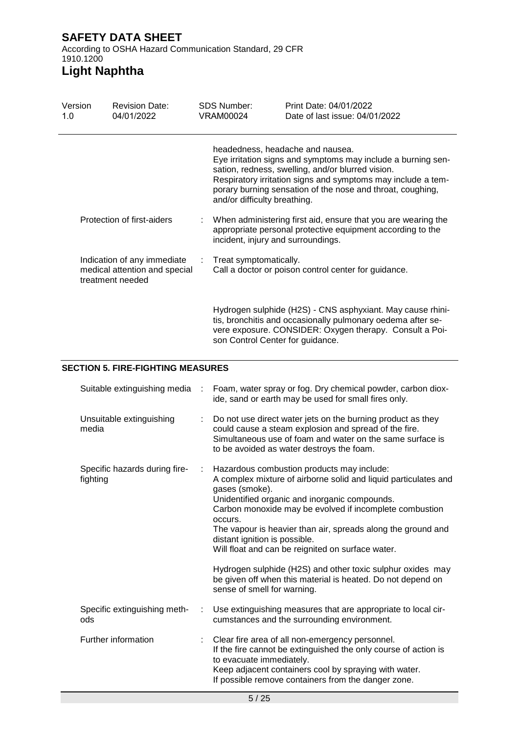headedness, headache and nausea.
Eye irritation signs and symptoms may include a burning sensation, redness, swelling, and/or blurred vision.
Respiratory irritation signs and symptoms may include a temporary burning sensation of the nose and throat, coughing, and/or difficulty breathing.

| | | |
|---|---|---|
| Protection of first-aiders | : | When administering first aid, ensure that you are wearing the appropriate personal protective equipment according to the incident, injury and surroundings. |
| Indication of any immediate medical attention and special treatment needed | : | Treat symptomatically.<br>Call a doctor or poison control center for guidance.<br><br>Hydrogen sulphide (H2S) - CNS asphyxiant. May cause rhinitis, bronchitis and occasionally pulmonary oedema after severe exposure. CONSIDER: Oxygen therapy. Consult a Poison Control Center for guidance. |

## SECTION 5. FIRE-FIGHTING MEASURES

| | | |
|---|---|---|
| Suitable extinguishing media | : | Foam, water spray or fog. Dry chemical powder, carbon dioxide, sand or earth may be used for small fires only. |
| Unsuitable extinguishing media | : | Do not use direct water jets on the burning product as they could cause a steam explosion and spread of the fire.<br>Simultaneous use of foam and water on the same surface is to be avoided as water destroys the foam. |
| Specific hazards during firefighting | : | Hazardous combustion products may include:<br>A complex mixture of airborne solid and liquid particulates and gases (smoke).<br>Unidentified organic and inorganic compounds.<br>Carbon monoxide may be evolved if incomplete combustion occurs.<br>The vapour is heavier than air, spreads along the ground and distant ignition is possible.<br>Will float and can be reignited on surface water.<br><br>Hydrogen sulphide (H2S) and other toxic sulphur oxides may be given off when this material is heated. Do not depend on sense of smell for warning. |
| Specific extinguishing methods | : | Use extinguishing measures that are appropriate to local circumstances and the surrounding environment. |
| Further information | : | Clear fire area of all non-emergency personnel.<br>If the fire cannot be extinguished the only course of action is to evacuate immediately.<br>Keep adjacent containers cool by spraying with water.<br>If possible remove containers from the danger zone. |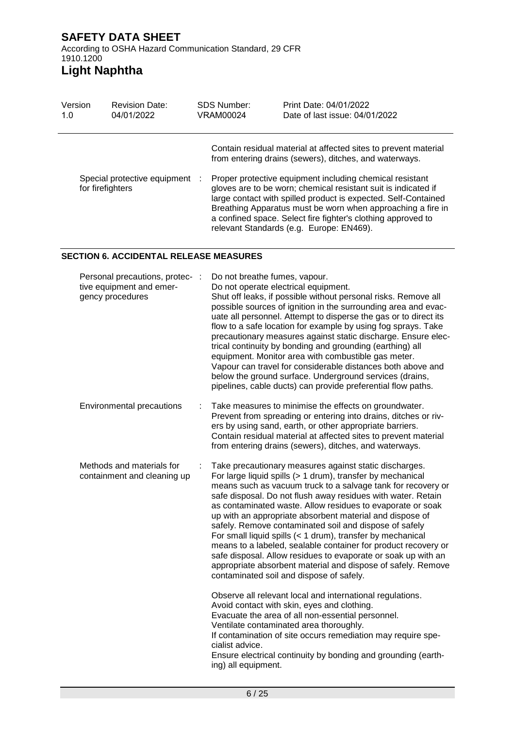Contain residual material at affected sites to prevent material from entering drains (sewers), ditches, and waterways.

| | |
|---|---|
| Special protective equipment for firefighters | Proper protective equipment including chemical resistant gloves are to be worn; chemical resistant suit is indicated if large contact with spilled product is expected. Self-Contained Breathing Apparatus must be worn when approaching a fire in a confined space. Select fire fighter's clothing approved to relevant Standards (e.g. Europe: EN469). |

## SECTION 6. ACCIDENTAL RELEASE MEASURES

| | |
|---|---|
| Personal precautions, protective equipment and emergency procedures | Do not breathe fumes, vapour.<br>Do not operate electrical equipment.<br>Shut off leaks, if possible without personal risks. Remove all possible sources of ignition in the surrounding area and evacuate all personnel. Attempt to disperse the gas or to direct its flow to a safe location for example by using fog sprays. Take precautionary measures against static discharge. Ensure electrical continuity by bonding and grounding (earthing) all equipment. Monitor area with combustible gas meter.<br>Vapour can travel for considerable distances both above and below the ground surface. Underground services (drains, pipelines, cable ducts) can provide preferential flow paths. |
| Environmental precautions | Take measures to minimise the effects on groundwater.<br>Prevent from spreading or entering into drains, ditches or rivers by using sand, earth, or other appropriate barriers.<br>Contain residual material at affected sites to prevent material from entering drains (sewers), ditches, and waterways. |
| Methods and materials for containment and cleaning up | Take precautionary measures against static discharges.<br>For large liquid spills (> 1 drum), transfer by mechanical means such as vacuum truck to a salvage tank for recovery or safe disposal. Do not flush away residues with water. Retain as contaminated waste. Allow residues to evaporate or soak up with an appropriate absorbent material and dispose of safely. Remove contaminated soil and dispose of safely<br>For small liquid spills (< 1 drum), transfer by mechanical means to a labeled, sealable container for product recovery or safe disposal. Allow residues to evaporate or soak up with an appropriate absorbent material and dispose of safely. Remove contaminated soil and dispose of safely.<br><br>Observe all relevant local and international regulations.<br>Avoid contact with skin, eyes and clothing.<br>Evacuate the area of all non-essential personnel.<br>Ventilate contaminated area thoroughly.<br>If contamination of site occurs remediation may require specialist advice.<br>Ensure electrical continuity by bonding and grounding (earthing) all equipment. |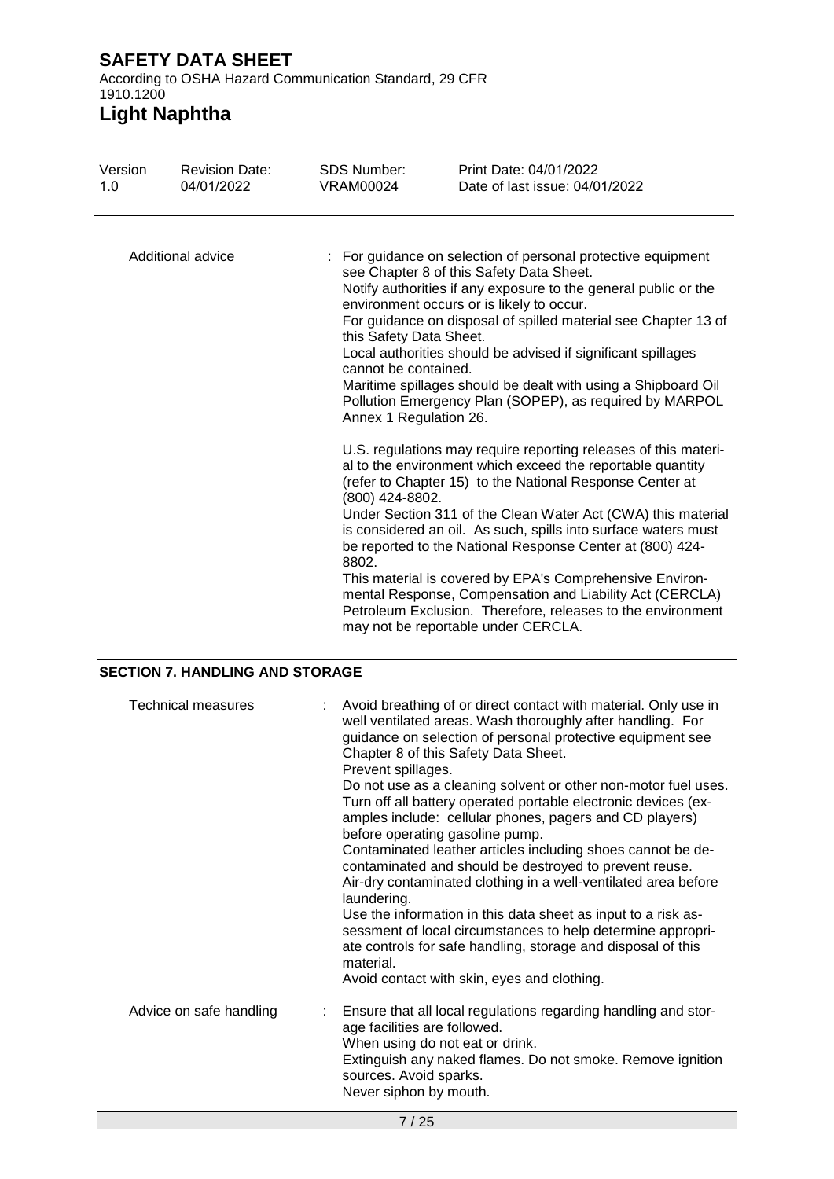| | |
|---|---|
| Additional advice | : For guidance on selection of personal protective equipment see Chapter 8 of this Safety Data Sheet.<br>Notify authorities if any exposure to the general public or the environment occurs or is likely to occur.<br>For guidance on disposal of spilled material see Chapter 13 of this Safety Data Sheet.<br>Local authorities should be advised if significant spillages cannot be contained.<br>Maritime spillages should be dealt with using a Shipboard Oil Pollution Emergency Plan (SOPEP), as required by MARPOL Annex 1 Regulation 26.<br><br>U.S. regulations may require reporting releases of this material to the environment which exceed the reportable quantity (refer to Chapter 15) to the National Response Center at (800) 424-8802.<br>Under Section 311 of the Clean Water Act (CWA) this material is considered an oil. As such, spills into surface waters must be reported to the National Response Center at (800) 424-8802.<br>This material is covered by EPA's Comprehensive Environmental Response, Compensation and Liability Act (CERCLA) Petroleum Exclusion. Therefore, releases to the environment may not be reportable under CERCLA. |

## SECTION 7. HANDLING AND STORAGE

| | |
|---|---|
| Technical measures | : Avoid breathing of or direct contact with material. Only use in well ventilated areas. Wash thoroughly after handling. For guidance on selection of personal protective equipment see Chapter 8 of this Safety Data Sheet.<br>Prevent spillages.<br>Do not use as a cleaning solvent or other non-motor fuel uses.<br>Turn off all battery operated portable electronic devices (examples include: cellular phones, pagers and CD players) before operating gasoline pump.<br>Contaminated leather articles including shoes cannot be decontaminated and should be destroyed to prevent reuse.<br>Air-dry contaminated clothing in a well-ventilated area before laundering.<br>Use the information in this data sheet as input to a risk assessment of local circumstances to help determine appropriate controls for safe handling, storage and disposal of this material.<br>Avoid contact with skin, eyes and clothing. |
| Advice on safe handling | : Ensure that all local regulations regarding handling and storage facilities are followed.<br>When using do not eat or drink.<br>Extinguish any naked flames. Do not smoke. Remove ignition sources. Avoid sparks.<br>Never siphon by mouth. |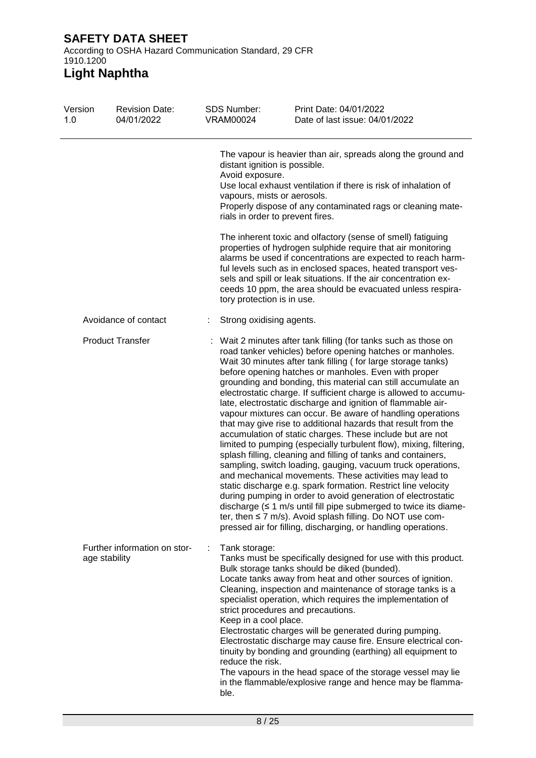The vapour is heavier than air, spreads along the ground and distant ignition is possible.
Avoid exposure.
Use local exhaust ventilation if there is risk of inhalation of vapours, mists or aerosols.
Properly dispose of any contaminated rags or cleaning materials in order to prevent fires.

The inherent toxic and olfactory (sense of smell) fatiguing properties of hydrogen sulphide require that air monitoring alarms be used if concentrations are expected to reach harmful levels such as in enclosed spaces, heated transport vessels and spill or leak situations. If the air concentration exceeds 10 ppm, the area should be evacuated unless respiratory protection is in use.

| | |
|---|---|
| Avoidance of contact | : Strong oxidising agents. |
| Product Transfer | : Wait 2 minutes after tank filling (for tanks such as those on road tanker vehicles) before opening hatches or manholes. Wait 30 minutes after tank filling ( for large storage tanks) before opening hatches or manholes. Even with proper grounding and bonding, this material can still accumulate an electrostatic charge. If sufficient charge is allowed to accumulate, electrostatic discharge and ignition of flammable air-vapour mixtures can occur. Be aware of handling operations that may give rise to additional hazards that result from the accumulation of static charges. These include but are not limited to pumping (especially turbulent flow), mixing, filtering, splash filling, cleaning and filling of tanks and containers, sampling, switch loading, gauging, vacuum truck operations, and mechanical movements. These activities may lead to static discharge e.g. spark formation. Restrict line velocity during pumping in order to avoid generation of electrostatic discharge (≤ 1 m/s until fill pipe submerged to twice its diameter, then ≤ 7 m/s). Avoid splash filling. Do NOT use compressed air for filling, discharging, or handling operations. |
| Further information on storage stability | : Tank storage:<br>Tanks must be specifically designed for use with this product.<br>Bulk storage tanks should be diked (bunded).<br>Locate tanks away from heat and other sources of ignition.<br>Cleaning, inspection and maintenance of storage tanks is a specialist operation, which requires the implementation of strict procedures and precautions.<br>Keep in a cool place.<br>Electrostatic charges will be generated during pumping.<br>Electrostatic discharge may cause fire. Ensure electrical continuity by bonding and grounding (earthing) all equipment to reduce the risk.<br>The vapours in the head space of the storage vessel may lie in the flammable/explosive range and hence may be flammable. |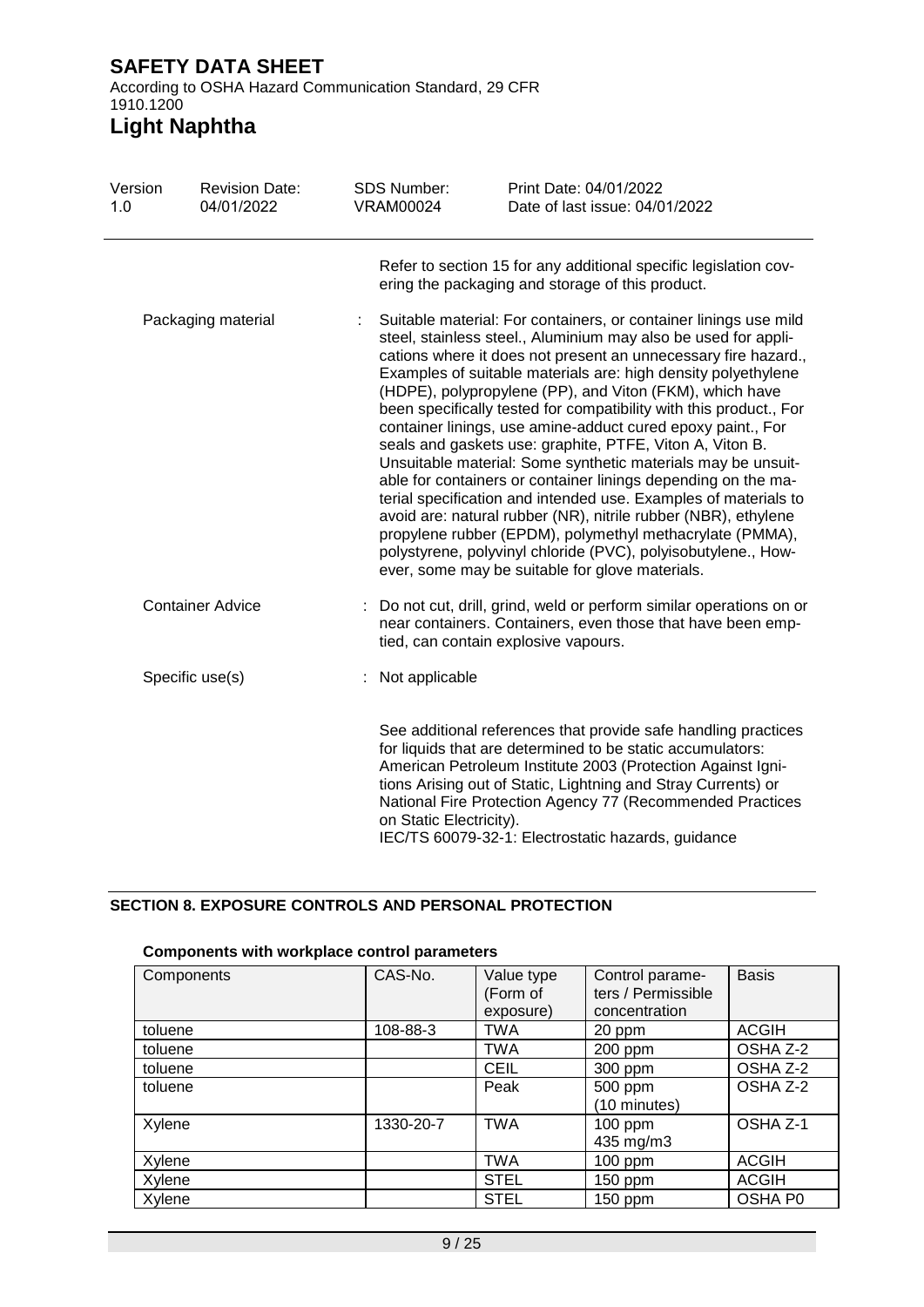Refer to section 15 for any additional specific legislation covering the packaging and storage of this product.

Packaging material : Suitable material: For containers, or container linings use mild steel, stainless steel., Aluminium may also be used for applications where it does not present an unnecessary fire hazard., Examples of suitable materials are: high density polyethylene (HDPE), polypropylene (PP), and Viton (FKM), which have been specifically tested for compatibility with this product., For container linings, use amine-adduct cured epoxy paint., For seals and gaskets use: graphite, PTFE, Viton A, Viton B. Unsuitable material: Some synthetic materials may be unsuitable for containers or container linings depending on the material specification and intended use. Examples of materials to avoid are: natural rubber (NR), nitrile rubber (NBR), ethylene propylene rubber (EPDM), polymethyl methacrylate (PMMA), polystyrene, polyvinyl chloride (PVC), polyisobutylene., However, some may be suitable for glove materials.

Container Advice : Do not cut, drill, grind, weld or perform similar operations on or near containers. Containers, even those that have been emptied, can contain explosive vapours.

Specific use(s) : Not applicable

See additional references that provide safe handling practices for liquids that are determined to be static accumulators: American Petroleum Institute 2003 (Protection Against Ignitions Arising out of Static, Lightning and Stray Currents) or National Fire Protection Agency 77 (Recommended Practices on Static Electricity).
IEC/TS 60079-32-1: Electrostatic hazards, guidance

## SECTION 8. EXPOSURE CONTROLS AND PERSONAL PROTECTION

### Components with workplace control parameters

| Components | CAS-No. | Value type (Form of exposure) | Control parameters / Permissible concentration | Basis |
|---|---|---|---|---|
| toluene | 108-88-3 | TWA | 20 ppm | ACGIH |
| toluene | | TWA | 200 ppm | OSHA Z-2 |
| toluene | | CEIL | 300 ppm | OSHA Z-2 |
| toluene | | Peak | 500 ppm (10 minutes) | OSHA Z-2 |
| Xylene | 1330-20-7 | TWA | 100 ppm 435 mg/m3 | OSHA Z-1 |
| Xylene | | TWA | 100 ppm | ACGIH |
| Xylene | | STEL | 150 ppm | ACGIH |
| Xylene | | STEL | 150 ppm | OSHA P0 |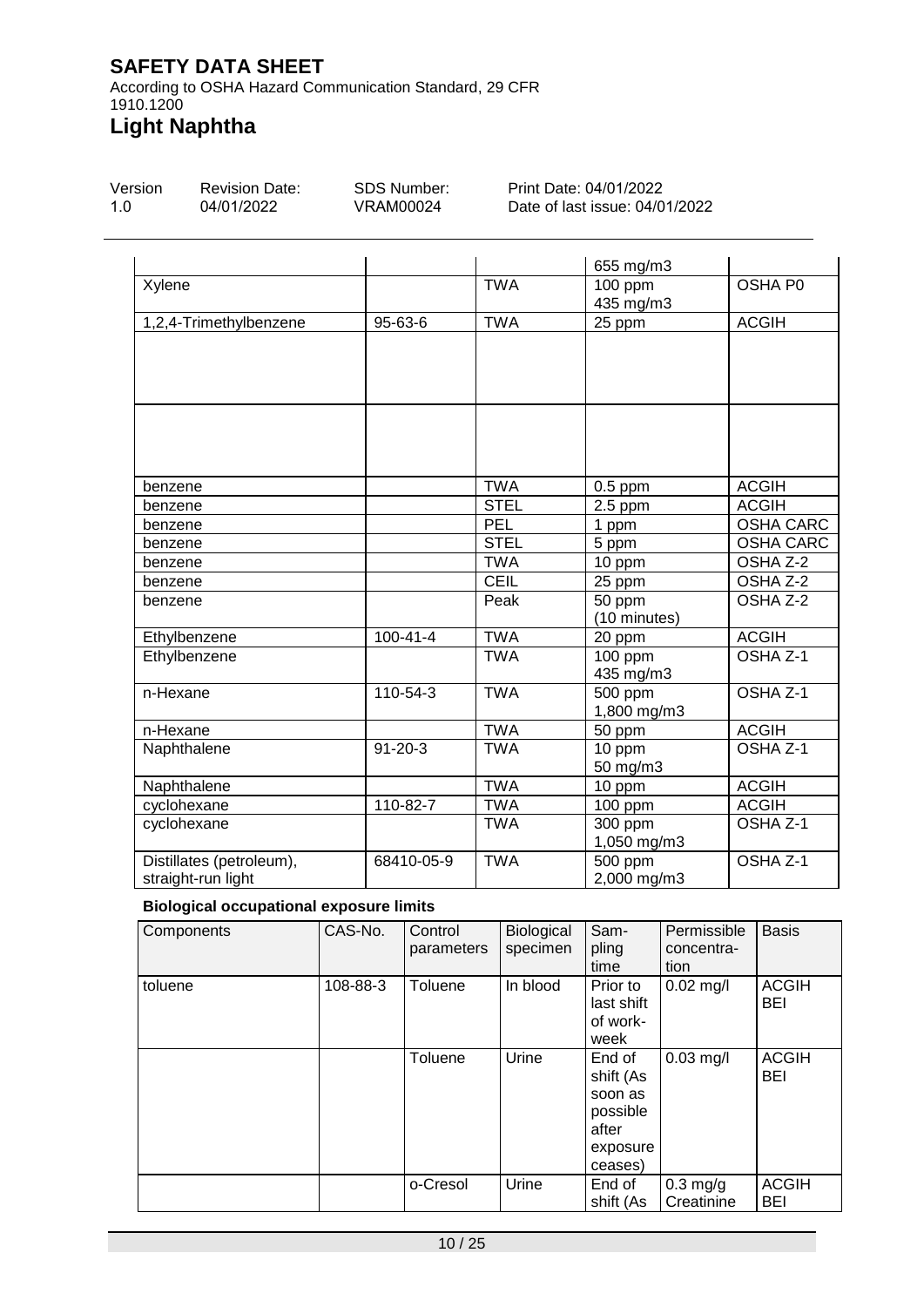# SAFETY DATA SHEET

According to OSHA Hazard Communication Standard, 29 CFR 1910.1200

# Light Naphtha

| Version | Revision Date: | SDS Number: | Print Date: 04/01/2022 |
|---|---|---|---|
| 1.0 | 04/01/2022 | VRAM00024 | Date of last issue: 04/01/2022 |

| | | | | |
|---|---|---|---|---|
| | | | 655 mg/m3 | |
| Xylene | | TWA | 100 ppm<br>435 mg/m3 | OSHA P0 |
| 1,2,4-Trimethylbenzene | 95-63-6 | TWA | 25 ppm | ACGIH |
| | | | | |
| | | | | |
| benzene | | TWA | 0.5 ppm | ACGIH |
| benzene | | STEL | 2.5 ppm | ACGIH |
| benzene | | PEL | 1 ppm | OSHA CARC |
| benzene | | STEL | 5 ppm | OSHA CARC |
| benzene | | TWA | 10 ppm | OSHA Z-2 |
| benzene | | CEIL | 25 ppm | OSHA Z-2 |
| benzene | | Peak | 50 ppm<br>(10 minutes) | OSHA Z-2 |
| Ethylbenzene | 100-41-4 | TWA | 20 ppm | ACGIH |
| Ethylbenzene | | TWA | 100 ppm<br>435 mg/m3 | OSHA Z-1 |
| n-Hexane | 110-54-3 | TWA | 500 ppm<br>1,800 mg/m3 | OSHA Z-1 |
| n-Hexane | | TWA | 50 ppm | ACGIH |
| Naphthalene | 91-20-3 | TWA | 10 ppm<br>50 mg/m3 | OSHA Z-1 |
| Naphthalene | | TWA | 10 ppm | ACGIH |
| cyclohexane | 110-82-7 | TWA | 100 ppm | ACGIH |
| cyclohexane | | TWA | 300 ppm<br>1,050 mg/m3 | OSHA Z-1 |
| Distillates (petroleum), straight-run light | 68410-05-9 | TWA | 500 ppm<br>2,000 mg/m3 | OSHA Z-1 |

**Biological occupational exposure limits**

| Components | CAS-No. | Control parameters | Biological specimen | Sampling time | Permissible concentration | Basis |
|---|---|---|---|---|---|---|
| toluene | 108-88-3 | Toluene | In blood | Prior to last shift of workweek | 0.02 mg/l | ACGIH BEI |
| | | Toluene | Urine | End of shift (As soon as possible after exposure ceases) | 0.03 mg/l | ACGIH BEI |
| | | o-Cresol | Urine | End of shift (As | 0.3 mg/g Creatinine | ACGIH BEI |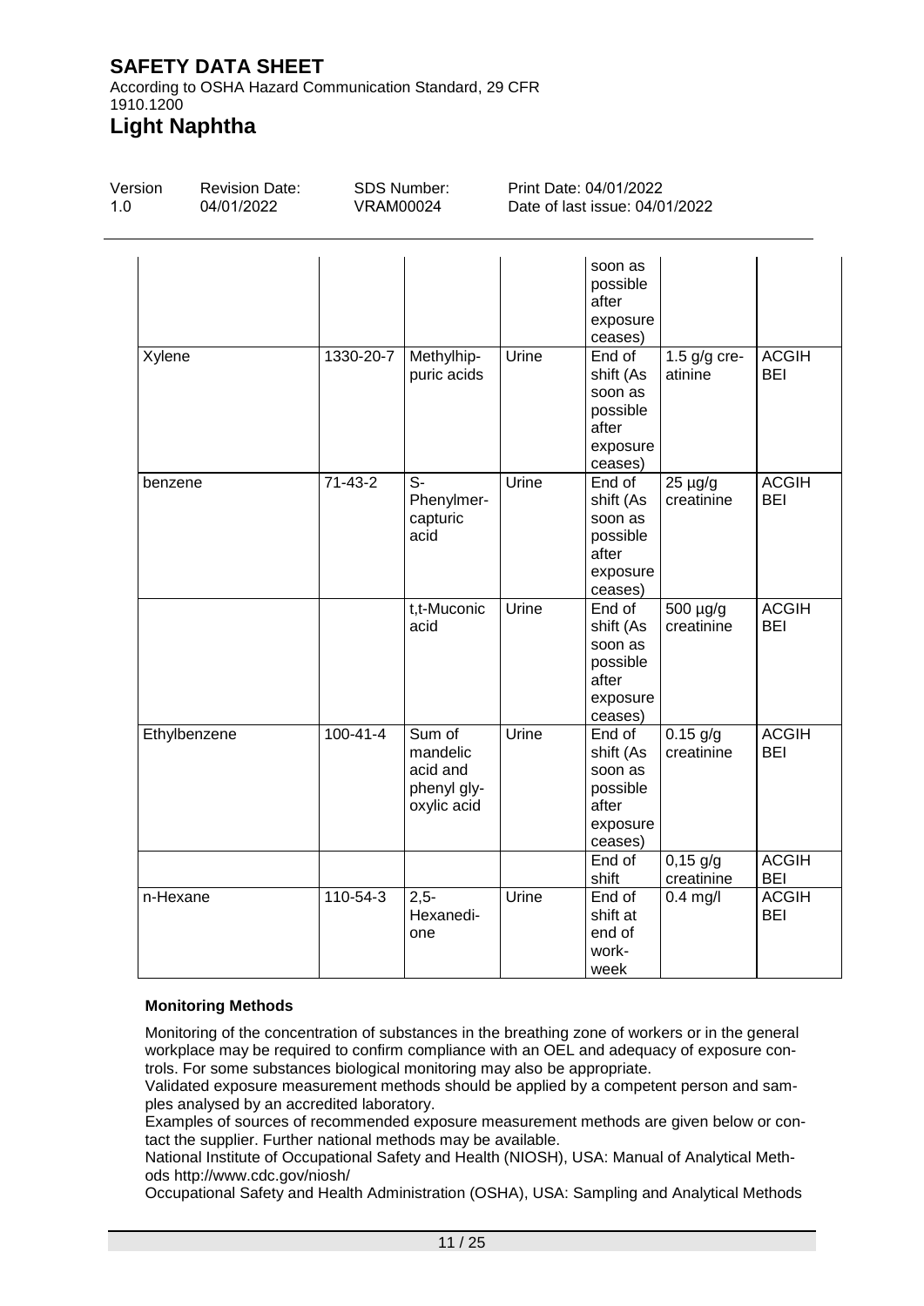| | | | | soon as possible after exposure ceases) | | |
|---|---|---|---|---|---|---|
| Xylene | 1330-20-7 | Methylhippuric acids | Urine | End of shift (As soon as possible after exposure ceases) | 1.5 g/g creatinine | ACGIH BEI |
| benzene | 71-43-2 | S-Phenylmercapturic acid | Urine | End of shift (As soon as possible after exposure ceases) | 25 µg/g creatinine | ACGIH BEI |
| | | t,t-Muconic acid | Urine | End of shift (As soon as possible after exposure ceases) | 500 µg/g creatinine | ACGIH BEI |
| Ethylbenzene | 100-41-4 | Sum of mandelic acid and phenyl glyoxylic acid | Urine | End of shift (As soon as possible after exposure ceases) | 0.15 g/g creatinine | ACGIH BEI |
| | | | | End of shift | 0,15 g/g creatinine | ACGIH BEI |
| n-Hexane | 110-54-3 | 2,5-Hexanedione | Urine | End of shift at end of work-week | 0.4 mg/l | ACGIH BEI |

**Monitoring Methods**

Monitoring of the concentration of substances in the breathing zone of workers or in the general workplace may be required to confirm compliance with an OEL and adequacy of exposure controls. For some substances biological monitoring may also be appropriate.
Validated exposure measurement methods should be applied by a competent person and samples analysed by an accredited laboratory.
Examples of sources of recommended exposure measurement methods are given below or contact the supplier. Further national methods may be available.
National Institute of Occupational Safety and Health (NIOSH), USA: Manual of Analytical Methods http://www.cdc.gov/niosh/
Occupational Safety and Health Administration (OSHA), USA: Sampling and Analytical Methods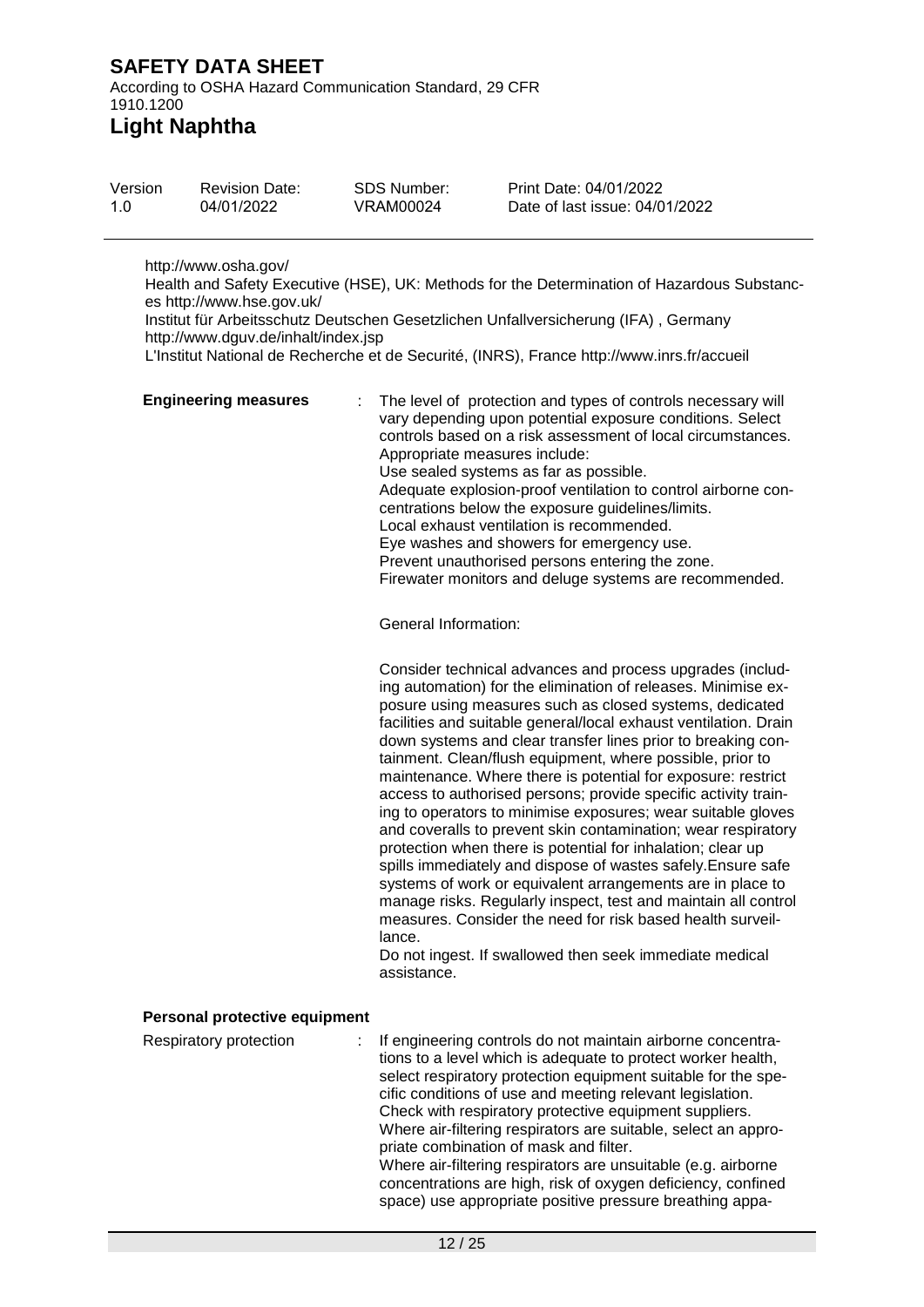http://www.osha.gov/
Health and Safety Executive (HSE), UK: Methods for the Determination of Hazardous Substances http://www.hse.gov.uk/
Institut für Arbeitsschutz Deutschen Gesetzlichen Unfallversicherung (IFA) , Germany http://www.dguv.de/inhalt/index.jsp
L'Institut National de Recherche et de Securité, (INRS), France http://www.inrs.fr/accueil

**Engineering measures** : The level of protection and types of controls necessary will vary depending upon potential exposure conditions. Select controls based on a risk assessment of local circumstances.
Appropriate measures include:
Use sealed systems as far as possible.
Adequate explosion-proof ventilation to control airborne concentrations below the exposure guidelines/limits.
Local exhaust ventilation is recommended.
Eye washes and showers for emergency use.
Prevent unauthorised persons entering the zone.
Firewater monitors and deluge systems are recommended.

General Information:

Consider technical advances and process upgrades (including automation) for the elimination of releases. Minimise exposure using measures such as closed systems, dedicated facilities and suitable general/local exhaust ventilation. Drain down systems and clear transfer lines prior to breaking containment. Clean/flush equipment, where possible, prior to maintenance. Where there is potential for exposure: restrict access to authorised persons; provide specific activity training to operators to minimise exposures; wear suitable gloves and coveralls to prevent skin contamination; wear respiratory protection when there is potential for inhalation; clear up spills immediately and dispose of wastes safely.Ensure safe systems of work or equivalent arrangements are in place to manage risks. Regularly inspect, test and maintain all control measures. Consider the need for risk based health surveillance.
Do not ingest. If swallowed then seek immediate medical assistance.

**Personal protective equipment**

Respiratory protection : If engineering controls do not maintain airborne concentrations to a level which is adequate to protect worker health, select respiratory protection equipment suitable for the specific conditions of use and meeting relevant legislation.
Check with respiratory protective equipment suppliers.
Where air-filtering respirators are suitable, select an appropriate combination of mask and filter.
Where air-filtering respirators are unsuitable (e.g. airborne concentrations are high, risk of oxygen deficiency, confined space) use appropriate positive pressure breathing appa-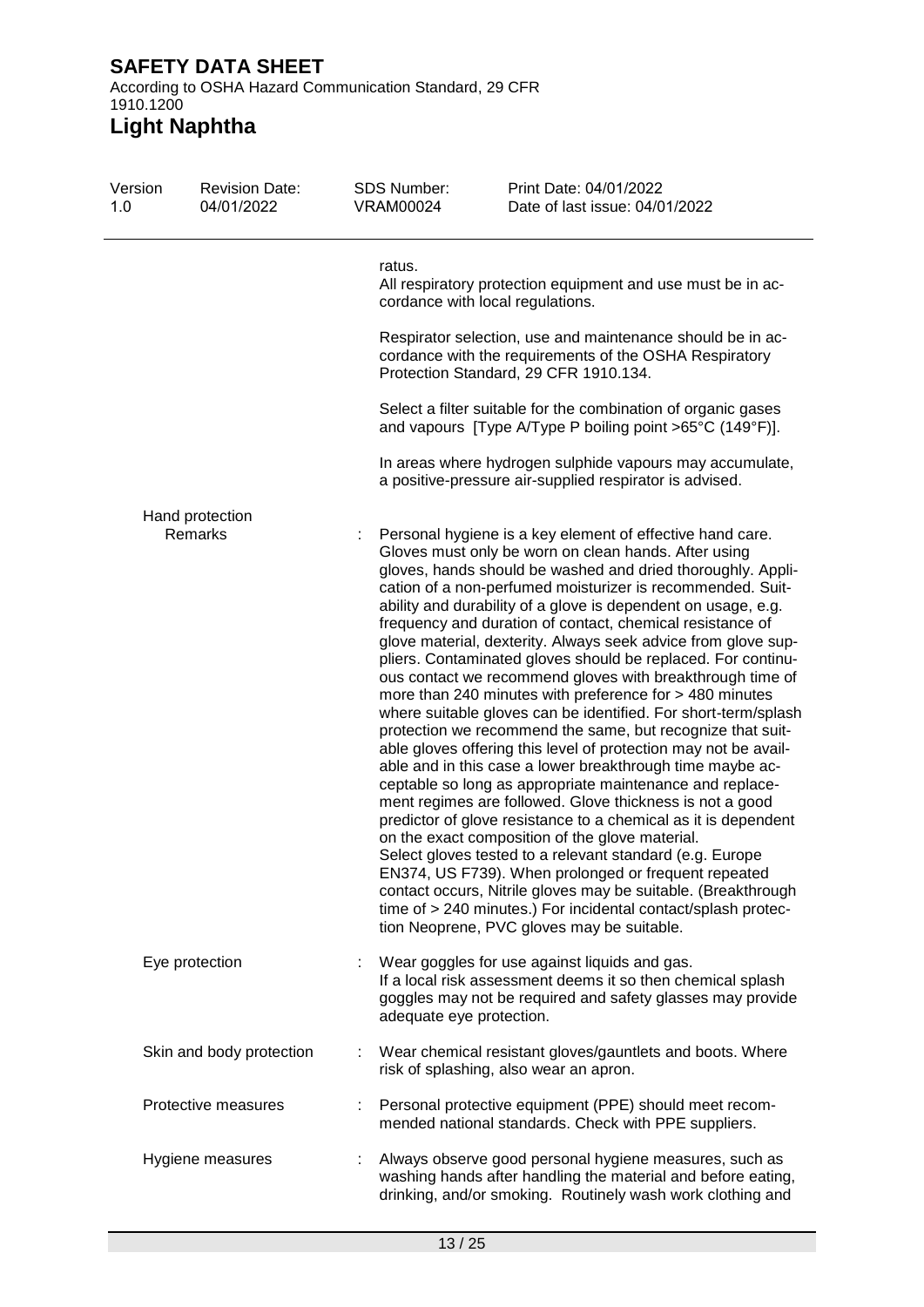ratus.
All respiratory protection equipment and use must be in accordance with local regulations.

Respirator selection, use and maintenance should be in accordance with the requirements of the OSHA Respiratory Protection Standard, 29 CFR 1910.134.

Select a filter suitable for the combination of organic gases and vapours [Type A/Type P boiling point >65°C (149°F)].

In areas where hydrogen sulphide vapours may accumulate, a positive-pressure air-supplied respirator is advised.

**Hand protection**

Remarks : Personal hygiene is a key element of effective hand care. Gloves must only be worn on clean hands. After using gloves, hands should be washed and dried thoroughly. Application of a non-perfumed moisturizer is recommended. Suitability and durability of a glove is dependent on usage, e.g. frequency and duration of contact, chemical resistance of glove material, dexterity. Always seek advice from glove suppliers. Contaminated gloves should be replaced. For continuous contact we recommend gloves with breakthrough time of more than 240 minutes with preference for > 480 minutes where suitable gloves can be identified. For short-term/splash protection we recommend the same, but recognize that suitable gloves offering this level of protection may not be available and in this case a lower breakthrough time maybe acceptable so long as appropriate maintenance and replacement regimes are followed. Glove thickness is not a good predictor of glove resistance to a chemical as it is dependent on the exact composition of the glove material.
Select gloves tested to a relevant standard (e.g. Europe EN374, US F739). When prolonged or frequent repeated contact occurs, Nitrile gloves may be suitable. (Breakthrough time of > 240 minutes.) For incidental contact/splash protection Neoprene, PVC gloves may be suitable.

Eye protection : Wear goggles for use against liquids and gas.
If a local risk assessment deems it so then chemical splash goggles may not be required and safety glasses may provide adequate eye protection.

Skin and body protection : Wear chemical resistant gloves/gauntlets and boots. Where risk of splashing, also wear an apron.

Protective measures : Personal protective equipment (PPE) should meet recommended national standards. Check with PPE suppliers.

Hygiene measures : Always observe good personal hygiene measures, such as washing hands after handling the material and before eating, drinking, and/or smoking. Routinely wash work clothing and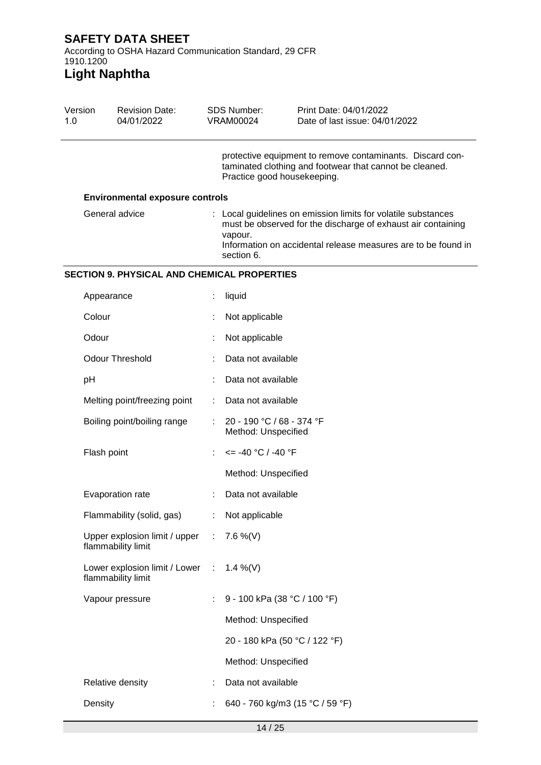protective equipment to remove contaminants. Discard contaminated clothing and footwear that cannot be cleaned. Practice good housekeeping.

**Environmental exposure controls**

| | | |
|---|---|---|
| General advice | : | Local guidelines on emission limits for volatile substances must be observed for the discharge of exhaust air containing vapour. Information on accidental release measures are to be found in section 6. |

## SECTION 9. PHYSICAL AND CHEMICAL PROPERTIES

| | | |
|---|---|---|
| Appearance | : | liquid |
| Colour | : | Not applicable |
| Odour | : | Not applicable |
| Odour Threshold | : | Data not available |
| pH | : | Data not available |
| Melting point/freezing point | : | Data not available |
| Boiling point/boiling range | : | 20 - 190 °C / 68 - 374 °F<br>Method: Unspecified |
| Flash point | : | <= -40 °C / -40 °F<br>Method: Unspecified |
| Evaporation rate | : | Data not available |
| Flammability (solid, gas) | : | Not applicable |
| Upper explosion limit / upper flammability limit | : | 7.6 %(V) |
| Lower explosion limit / Lower flammability limit | : | 1.4 %(V) |
| Vapour pressure | : | 9 - 100 kPa (38 °C / 100 °F)<br>Method: Unspecified<br>20 - 180 kPa (50 °C / 122 °F)<br>Method: Unspecified |
| Relative density | : | Data not available |
| Density | : | 640 - 760 kg/m3 (15 °C / 59 °F) |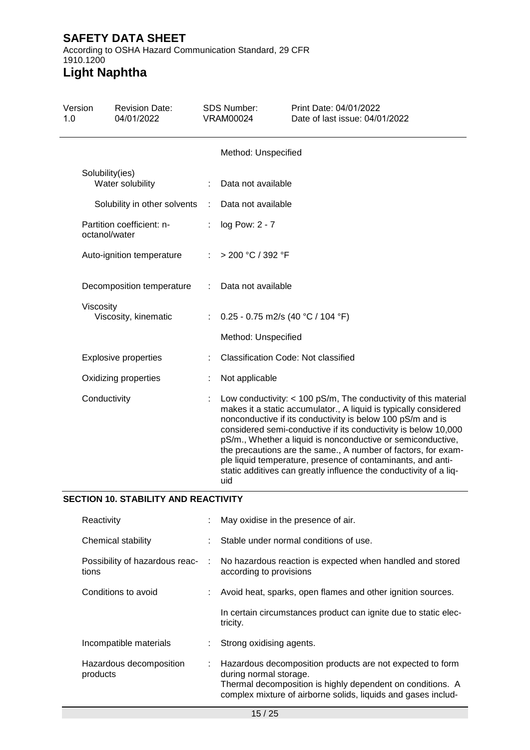| | | |
|---|---|---|
| | | Method: Unspecified |
| Solubility(ies) | | |
| Water solubility | : | Data not available |
| Solubility in other solvents | : | Data not available |
| Partition coefficient: n-octanol/water | : | log Pow: 2 - 7 |
| Auto-ignition temperature | : | > 200 °C / 392 °F |
| Decomposition temperature | : | Data not available |
| Viscosity | | |
| Viscosity, kinematic | : | 0.25 - 0.75 m2/s (40 °C / 104 °F) |
| | | Method: Unspecified |
| Explosive properties | : | Classification Code: Not classified |
| Oxidizing properties | : | Not applicable |
| Conductivity | : | Low conductivity: < 100 pS/m, The conductivity of this material makes it a static accumulator., A liquid is typically considered nonconductive if its conductivity is below 100 pS/m and is considered semi-conductive if its conductivity is below 10,000 pS/m., Whether a liquid is nonconductive or semiconductive, the precautions are the same., A number of factors, for example liquid temperature, presence of contaminants, and anti-static additives can greatly influence the conductivity of a liquid |

## SECTION 10. STABILITY AND REACTIVITY

| | | |
|---|---|---|
| Reactivity | : | May oxidise in the presence of air. |
| Chemical stability | : | Stable under normal conditions of use. |
| Possibility of hazardous reactions | : | No hazardous reaction is expected when handled and stored according to provisions |
| Conditions to avoid | : | Avoid heat, sparks, open flames and other ignition sources. |
| | | In certain circumstances product can ignite due to static electricity. |
| Incompatible materials | : | Strong oxidising agents. |
| Hazardous decomposition products | : | Hazardous decomposition products are not expected to form during normal storage.<br>Thermal decomposition is highly dependent on conditions. A complex mixture of airborne solids, liquids and gases includ- |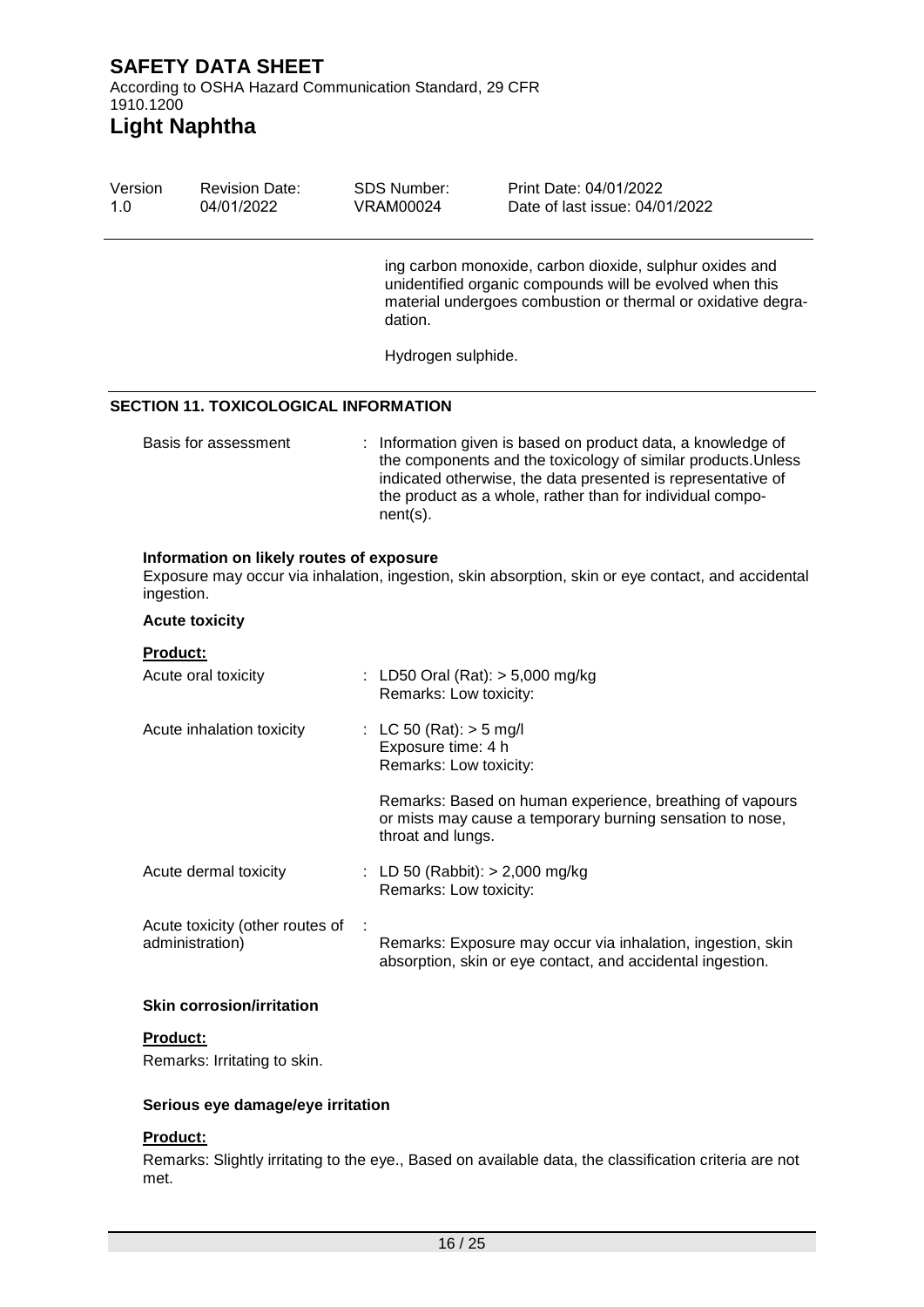ing carbon monoxide, carbon dioxide, sulphur oxides and unidentified organic compounds will be evolved when this material undergoes combustion or thermal or oxidative degradation.

Hydrogen sulphide.

## SECTION 11. TOXICOLOGICAL INFORMATION

Basis for assessment : Information given is based on product data, a knowledge of the components and the toxicology of similar products.Unless indicated otherwise, the data presented is representative of the product as a whole, rather than for individual component(s).

**Information on likely routes of exposure**

Exposure may occur via inhalation, ingestion, skin absorption, skin or eye contact, and accidental ingestion.

**Acute toxicity**

**Product:**

Acute oral toxicity : LD50 Oral (Rat): > 5,000 mg/kg
Remarks: Low toxicity:

Acute inhalation toxicity : LC 50 (Rat): > 5 mg/l
Exposure time: 4 h
Remarks: Low toxicity:

Remarks: Based on human experience, breathing of vapours or mists may cause a temporary burning sensation to nose, throat and lungs.

Acute dermal toxicity : LD 50 (Rabbit): > 2,000 mg/kg
Remarks: Low toxicity:

Acute toxicity (other routes of administration) : Remarks: Exposure may occur via inhalation, ingestion, skin absorption, skin or eye contact, and accidental ingestion.

**Skin corrosion/irritation**

**Product:**

Remarks: Irritating to skin.

**Serious eye damage/eye irritation**

**Product:**

Remarks: Slightly irritating to the eye., Based on available data, the classification criteria are not met.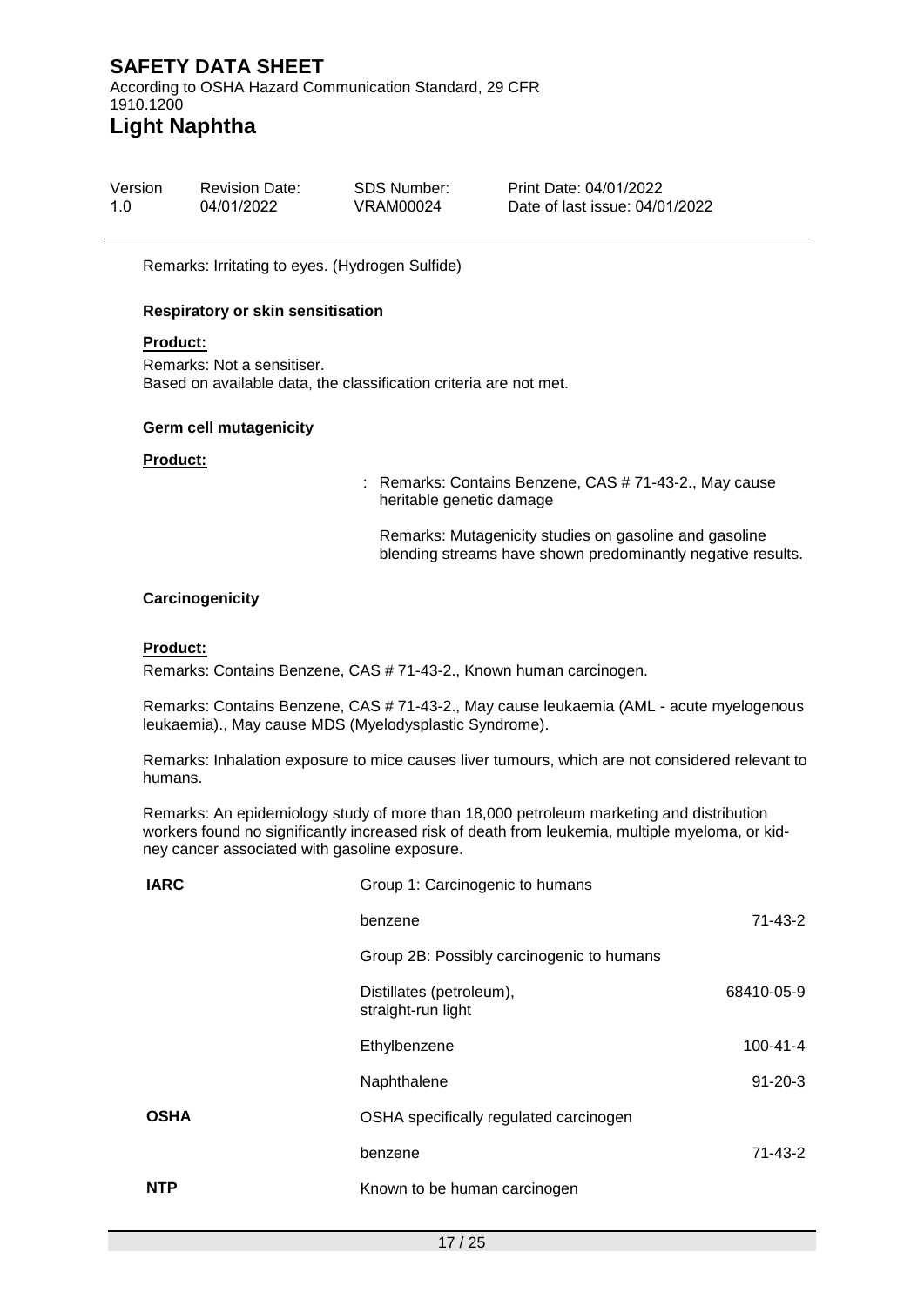Remarks: Irritating to eyes. (Hydrogen Sulfide)

**Respiratory or skin sensitisation**

**Product:**

Remarks: Not a sensitiser.
Based on available data, the classification criteria are not met.

**Germ cell mutagenicity**

**Product:**

: Remarks: Contains Benzene, CAS # 71-43-2., May cause heritable genetic damage

Remarks: Mutagenicity studies on gasoline and gasoline blending streams have shown predominantly negative results.

**Carcinogenicity**

**Product:**

Remarks: Contains Benzene, CAS # 71-43-2., Known human carcinogen.

Remarks: Contains Benzene, CAS # 71-43-2., May cause leukaemia (AML - acute myelogenous leukaemia)., May cause MDS (Myelodysplastic Syndrome).

Remarks: Inhalation exposure to mice causes liver tumours, which are not considered relevant to humans.

Remarks: An epidemiology study of more than 18,000 petroleum marketing and distribution workers found no significantly increased risk of death from leukemia, multiple myeloma, or kidney cancer associated with gasoline exposure.

| | | |
|---|---|---|
| **IARC** | Group 1: Carcinogenic to humans | |
| | benzene | 71-43-2 |
| | Group 2B: Possibly carcinogenic to humans | |
| | Distillates (petroleum), straight-run light | 68410-05-9 |
| | Ethylbenzene | 100-41-4 |
| | Naphthalene | 91-20-3 |
| **OSHA** | OSHA specifically regulated carcinogen | |
| | benzene | 71-43-2 |
| **NTP** | Known to be human carcinogen | |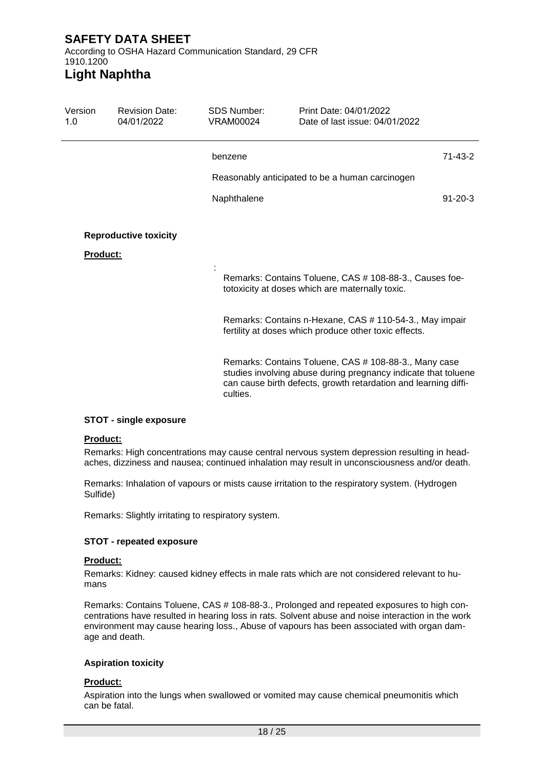| | |
|---|---|
| benzene | 71-43-2 |
| Reasonably anticipated to be a human carcinogen | |
| Naphthalene | 91-20-3 |

**Reproductive toxicity**

**Product:**

:

Remarks: Contains Toluene, CAS # 108-88-3., Causes foetotoxicity at doses which are maternally toxic.

Remarks: Contains n-Hexane, CAS # 110-54-3., May impair fertility at doses which produce other toxic effects.

Remarks: Contains Toluene, CAS # 108-88-3., Many case studies involving abuse during pregnancy indicate that toluene can cause birth defects, growth retardation and learning difficulties.

**STOT - single exposure**

**Product:**

Remarks: High concentrations may cause central nervous system depression resulting in headaches, dizziness and nausea; continued inhalation may result in unconsciousness and/or death.

Remarks: Inhalation of vapours or mists cause irritation to the respiratory system. (Hydrogen Sulfide)

Remarks: Slightly irritating to respiratory system.

**STOT - repeated exposure**

**Product:**

Remarks: Kidney: caused kidney effects in male rats which are not considered relevant to humans

Remarks: Contains Toluene, CAS # 108-88-3., Prolonged and repeated exposures to high concentrations have resulted in hearing loss in rats. Solvent abuse and noise interaction in the work environment may cause hearing loss., Abuse of vapours has been associated with organ damage and death.

**Aspiration toxicity**

**Product:**

Aspiration into the lungs when swallowed or vomited may cause chemical pneumonitis which can be fatal.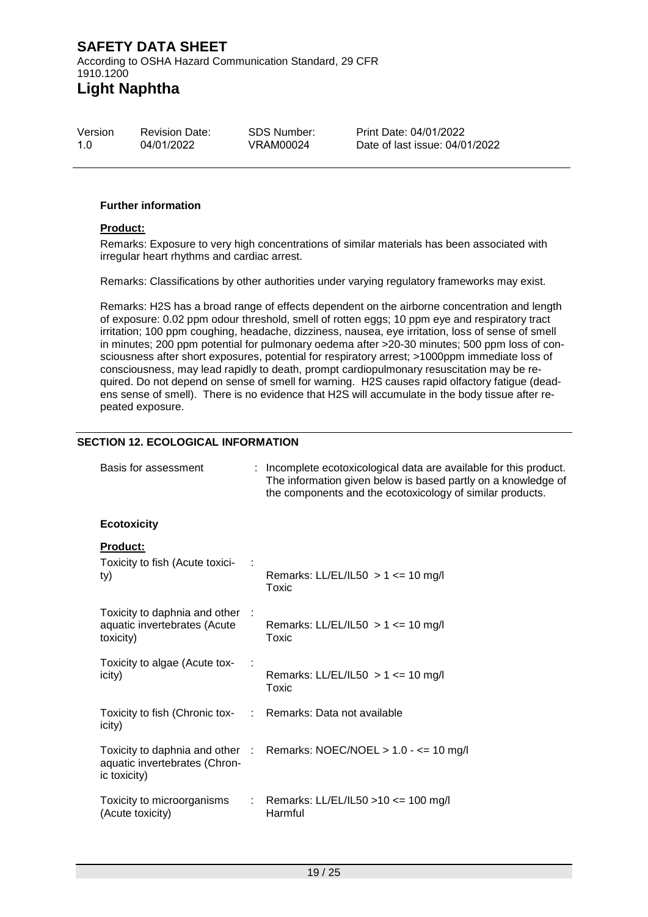#### Further information

**Product:**

Remarks: Exposure to very high concentrations of similar materials has been associated with irregular heart rhythms and cardiac arrest.

Remarks: Classifications by other authorities under varying regulatory frameworks may exist.

Remarks: $H_2S$ has a broad range of effects dependent on the airborne concentration and length of exposure: 0.02 ppm odour threshold, smell of rotten eggs; 10 ppm eye and respiratory tract irritation; 100 ppm coughing, headache, dizziness, nausea, eye irritation, loss of sense of smell in minutes; 200 ppm potential for pulmonary oedema after >20-30 minutes; 500 ppm loss of consciousness after short exposures, potential for respiratory arrest; >1000ppm immediate loss of consciousness, may lead rapidly to death, prompt cardiopulmonary resuscitation may be required. Do not depend on sense of smell for warning. $H_2S$ causes rapid olfactory fatigue (deadens sense of smell). There is no evidence that $H_2S$ will accumulate in the body tissue after repeated exposure.

## SECTION 12. ECOLOGICAL INFORMATION

Basis for assessment : Incomplete ecotoxicological data are available for this product. The information given below is based partly on a knowledge of the components and the ecotoxicology of similar products.

#### Ecotoxicity

**Product:**

| | |
|---|---|
| Toxicity to fish (Acute toxicity) | : Remarks: LL/EL/IL50 > 1 <= 10 mg/l<br>Toxic |
| Toxicity to daphnia and other aquatic invertebrates (Acute toxicity) | : Remarks: LL/EL/IL50 > 1 <= 10 mg/l<br>Toxic |
| Toxicity to algae (Acute toxicity) | : Remarks: LL/EL/IL50 > 1 <= 10 mg/l<br>Toxic |
| Toxicity to fish (Chronic toxicity) | : Remarks: Data not available |
| Toxicity to daphnia and other aquatic invertebrates (Chronic toxicity) | : Remarks: NOEC/NOEL > 1.0 - <= 10 mg/l |
| Toxicity to microorganisms (Acute toxicity) | : Remarks: LL/EL/IL50 >10 <= 100 mg/l<br>Harmful |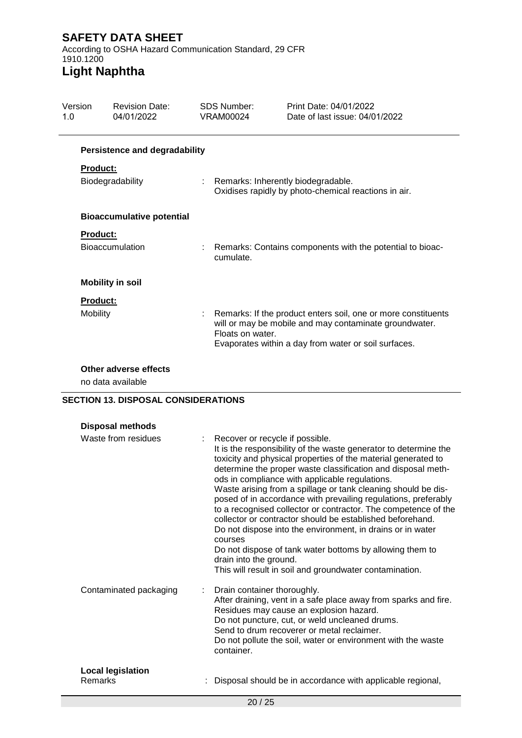**Persistence and degradability**

**Product:**

| | |
|---|---|
| Biodegradability | : Remarks: Inherently biodegradable.<br>Oxidises rapidly by photo-chemical reactions in air. |

**Bioaccumulative potential**

**Product:**

| | |
|---|---|
| Bioaccumulation | : Remarks: Contains components with the potential to bioaccumulate. |

**Mobility in soil**

**Product:**

| | |
|---|---|
| Mobility | : Remarks: If the product enters soil, one or more constituents will or may be mobile and may contaminate groundwater.<br>Floats on water.<br>Evaporates within a day from water or soil surfaces. |

**Other adverse effects**

no data available

## SECTION 13. DISPOSAL CONSIDERATIONS

**Disposal methods**

| | |
|---|---|
| Waste from residues | : Recover or recycle if possible.<br>It is the responsibility of the waste generator to determine the toxicity and physical properties of the material generated to determine the proper waste classification and disposal methods in compliance with applicable regulations.<br>Waste arising from a spillage or tank cleaning should be disposed of in accordance with prevailing regulations, preferably to a recognised collector or contractor. The competence of the collector or contractor should be established beforehand.<br>Do not dispose into the environment, in drains or in water courses<br>Do not dispose of tank water bottoms by allowing them to drain into the ground.<br>This will result in soil and groundwater contamination. |
| Contaminated packaging | : Drain container thoroughly.<br>After draining, vent in a safe place away from sparks and fire.<br>Residues may cause an explosion hazard.<br>Do not puncture, cut, or weld uncleaned drums.<br>Send to drum recoverer or metal reclaimer.<br>Do not pollute the soil, water or environment with the waste container. |

**Local legislation**

| | |
|---|---|
| Remarks | : Disposal should be in accordance with applicable regional, |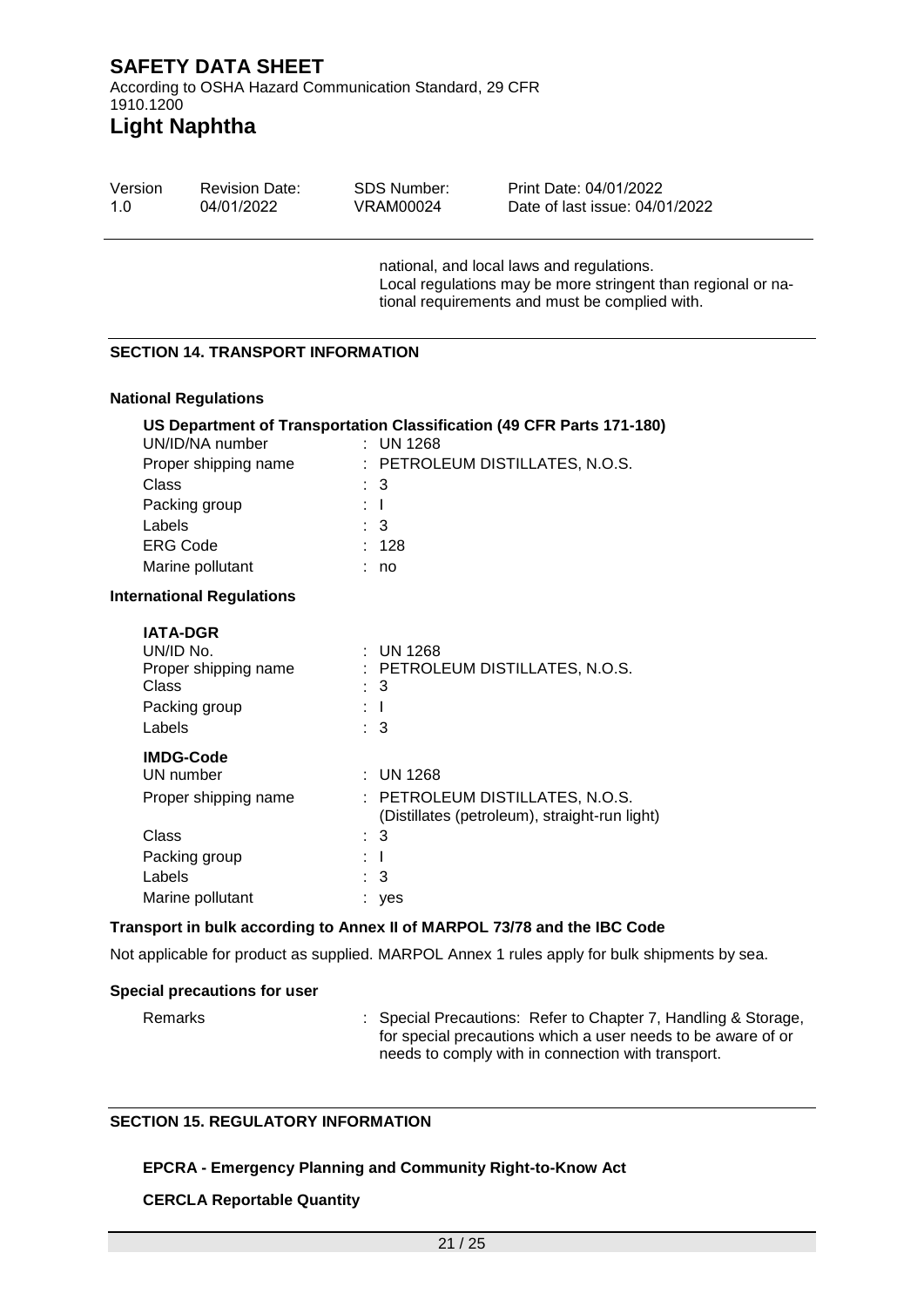national, and local laws and regulations.
Local regulations may be more stringent than regional or national requirements and must be complied with.

## SECTION 14. TRANSPORT INFORMATION

### National Regulations

**US Department of Transportation Classification (49 CFR Parts 171-180)**

| | |
|---|---|
| UN/ID/NA number | : UN 1268 |
| Proper shipping name | : PETROLEUM DISTILLATES, N.O.S. |
| Class | : 3 |
| Packing group | : I |
| Labels | : 3 |
| ERG Code | : 128 |
| Marine pollutant | : no |

### International Regulations

**IATA-DGR**

| | |
|---|---|
| UN/ID No. | : UN 1268 |
| Proper shipping name | : PETROLEUM DISTILLATES, N.O.S. |
| Class | : 3 |
| Packing group | : I |
| Labels | : 3 |

**IMDG-Code**

| | |
|---|---|
| UN number | : UN 1268 |
| Proper shipping name | : PETROLEUM DISTILLATES, N.O.S. (Distillates (petroleum), straight-run light) |
| Class | : 3 |
| Packing group | : I |
| Labels | : 3 |
| Marine pollutant | : yes |

**Transport in bulk according to Annex II of MARPOL 73/78 and the IBC Code**

Not applicable for product as supplied. MARPOL Annex 1 rules apply for bulk shipments by sea.

**Special precautions for user**

| | |
|---|---|
| Remarks | : Special Precautions: Refer to Chapter 7, Handling & Storage, for special precautions which a user needs to be aware of or needs to comply with in connection with transport. |

## SECTION 15. REGULATORY INFORMATION

**EPCRA - Emergency Planning and Community Right-to-Know Act**

**CERCLA Reportable Quantity**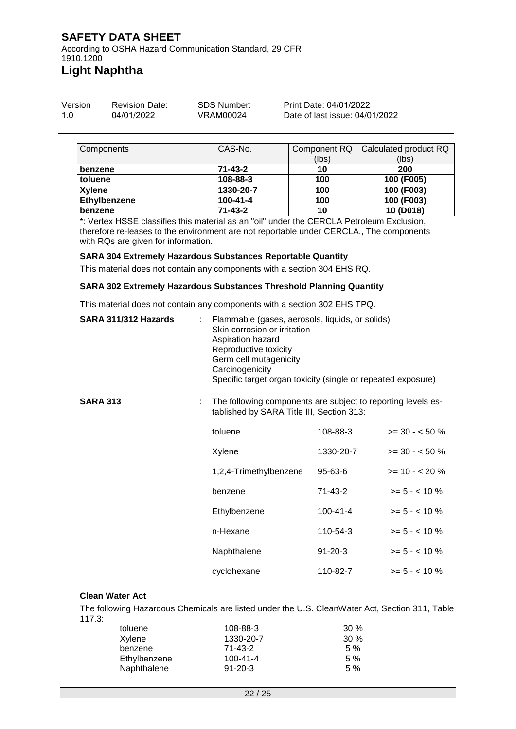| Components | CAS-No. | Component RQ (lbs) | Calculated product RQ (lbs) |
|---|---|---|---|
| **benzene** | **71-43-2** | **10** | **200** |
| **toluene** | **108-88-3** | **100** | **100 (F005)** |
| **Xylene** | **1330-20-7** | **100** | **100 (F003)** |
| **Ethylbenzene** | **100-41-4** | **100** | **100 (F003)** |
| **benzene** | **71-43-2** | **10** | **10 (D018)** |

*: Vertex HSSE classifies this material as an "oil" under the CERCLA Petroleum Exclusion, therefore re-leases to the environment are not reportable under CERCLA., The components with RQs are given for information.

**SARA 304 Extremely Hazardous Substances Reportable Quantity**

This material does not contain any components with a section 304 EHS RQ.

**SARA 302 Extremely Hazardous Substances Threshold Planning Quantity**

This material does not contain any components with a section 302 EHS TPQ.

**SARA 311/312 Hazards** : Flammable (gases, aerosols, liquids, or solids)
Skin corrosion or irritation
Aspiration hazard
Reproductive toxicity
Germ cell mutagenicity
Carcinogenicity
Specific target organ toxicity (single or repeated exposure)

**SARA 313** : The following components are subject to reporting levels established by SARA Title III, Section 313:

| | | |
|---|---|---|
| toluene | 108-88-3 | >= 30 - < 50 % |
| Xylene | 1330-20-7 | >= 30 - < 50 % |
| 1,2,4-Trimethylbenzene | 95-63-6 | >= 10 - < 20 % |
| benzene | 71-43-2 | >= 5 - < 10 % |
| Ethylbenzene | 100-41-4 | >= 5 - < 10 % |
| n-Hexane | 110-54-3 | >= 5 - < 10 % |
| Naphthalene | 91-20-3 | >= 5 - < 10 % |
| cyclohexane | 110-82-7 | >= 5 - < 10 % |

**Clean Water Act**

The following Hazardous Chemicals are listed under the U.S. CleanWater Act, Section 311, Table 117.3:

| | | |
|---|---|---|
| toluene | 108-88-3 | 30 % |
| Xylene | 1330-20-7 | 30 % |
| benzene | 71-43-2 | 5 % |
| Ethylbenzene | 100-41-4 | 5 % |
| Naphthalene | 91-20-3 | 5 % |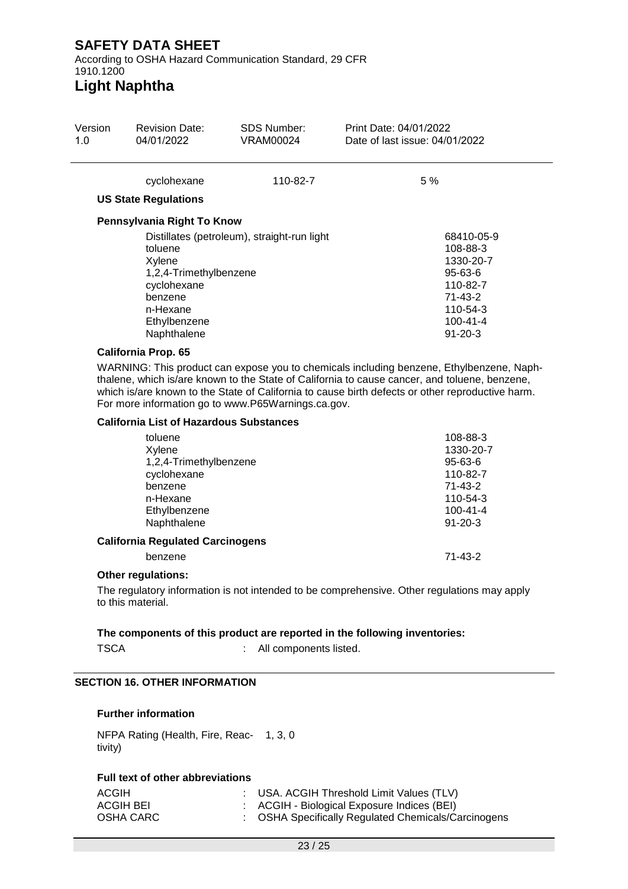| | | |
|---|---|---|
| cyclohexane | 110-82-7 | 5 % |

**US State Regulations**

**Pennsylvania Right To Know**

| | |
|---|---|
| Distillates (petroleum), straight-run light | 68410-05-9 |
| toluene | 108-88-3 |
| Xylene | 1330-20-7 |
| 1,2,4-Trimethylbenzene | 95-63-6 |
| cyclohexane | 110-82-7 |
| benzene | 71-43-2 |
| n-Hexane | 110-54-3 |
| Ethylbenzene | 100-41-4 |
| Naphthalene | 91-20-3 |

**California Prop. 65**

WARNING: This product can expose you to chemicals including benzene, Ethylbenzene, Naphthalene, which is/are known to the State of California to cause cancer, and toluene, benzene, which is/are known to the State of California to cause birth defects or other reproductive harm. For more information go to www.P65Warnings.ca.gov.

**California List of Hazardous Substances**

| | |
|---|---|
| toluene | 108-88-3 |
| Xylene | 1330-20-7 |
| 1,2,4-Trimethylbenzene | 95-63-6 |
| cyclohexane | 110-82-7 |
| benzene | 71-43-2 |
| n-Hexane | 110-54-3 |
| Ethylbenzene | 100-41-4 |
| Naphthalene | 91-20-3 |

**California Regulated Carcinogens**

| | |
|---|---|
| benzene | 71-43-2 |

**Other regulations:**

The regulatory information is not intended to be comprehensive. Other regulations may apply to this material.

**The components of this product are reported in the following inventories:**

TSCA : All components listed.

## SECTION 16. OTHER INFORMATION

**Further information**

NFPA Rating (Health, Fire, Reactivity) 1, 3, 0

**Full text of other abbreviations**

| | |
|---|---|
| ACGIH | : USA. ACGIH Threshold Limit Values (TLV) |
| ACGIH BEI | : ACGIH - Biological Exposure Indices (BEI) |
| OSHA CARC | : OSHA Specifically Regulated Chemicals/Carcinogens |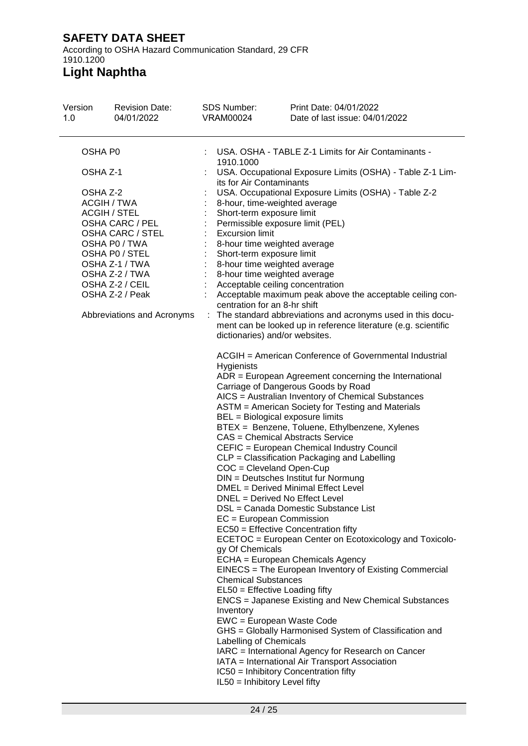| | | |
|---|---|---|
| OSHA P0 | : | USA. OSHA - TABLE Z-1 Limits for Air Contaminants - 1910.1000 |
| OSHA Z-1 | : | USA. Occupational Exposure Limits (OSHA) - Table Z-1 Limits for Air Contaminants |
| OSHA Z-2 | : | USA. Occupational Exposure Limits (OSHA) - Table Z-2 |
| ACGIH / TWA | : | 8-hour, time-weighted average |
| ACGIH / STEL | : | Short-term exposure limit |
| OSHA CARC / PEL | : | Permissible exposure limit (PEL) |
| OSHA CARC / STEL | : | Excursion limit |
| OSHA P0 / TWA | : | 8-hour time weighted average |
| OSHA P0 / STEL | : | Short-term exposure limit |
| OSHA Z-1 / TWA | : | 8-hour time weighted average |
| OSHA Z-2 / TWA | : | 8-hour time weighted average |
| OSHA Z-2 / CEIL | : | Acceptable ceiling concentration |
| OSHA Z-2 / Peak | : | Acceptable maximum peak above the acceptable ceiling concentration for an 8-hr shift |
| Abbreviations and Acronyms | : | The standard abbreviations and acronyms used in this document can be looked up in reference literature (e.g. scientific dictionaries) and/or websites. |

ACGIH = American Conference of Governmental Industrial Hygienists
ADR = European Agreement concerning the International Carriage of Dangerous Goods by Road
AICS = Australian Inventory of Chemical Substances
ASTM = American Society for Testing and Materials
BEL = Biological exposure limits
BTEX = Benzene, Toluene, Ethylbenzene, Xylenes
CAS = Chemical Abstracts Service
CEFIC = European Chemical Industry Council
CLP = Classification Packaging and Labelling
COC = Cleveland Open-Cup
DIN = Deutsches Institut fur Normung
DMEL = Derived Minimal Effect Level
DNEL = Derived No Effect Level
DSL = Canada Domestic Substance List
EC = European Commission
EC50 = Effective Concentration fifty
ECETOC = European Center on Ecotoxicology and Toxicology Of Chemicals
ECHA = European Chemicals Agency
EINECS = The European Inventory of Existing Commercial Chemical Substances
EL50 = Effective Loading fifty
ENCS = Japanese Existing and New Chemical Substances Inventory
EWC = European Waste Code
GHS = Globally Harmonised System of Classification and Labelling of Chemicals
IARC = International Agency for Research on Cancer
IATA = International Air Transport Association
IC50 = Inhibitory Concentration fifty
IL50 = Inhibitory Level fifty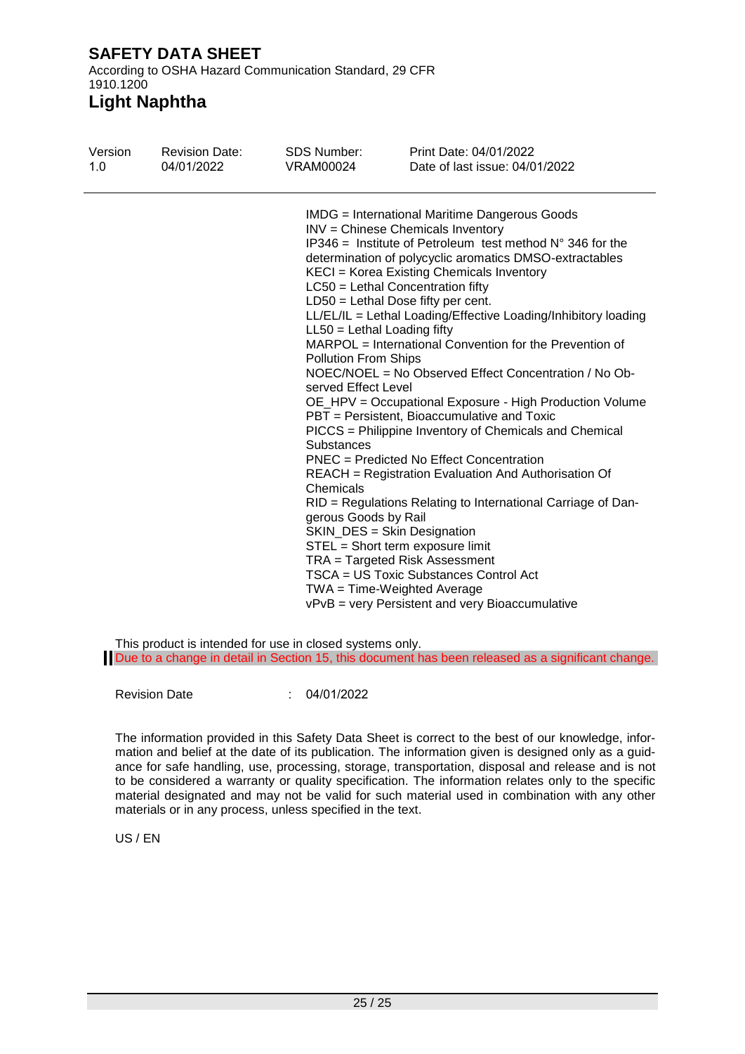IMDG = International Maritime Dangerous Goods
INV = Chinese Chemicals Inventory
IP346 = Institute of Petroleum test method N° 346 for the determination of polycyclic aromatics DMSO-extractables
KECI = Korea Existing Chemicals Inventory
LC50 = Lethal Concentration fifty
LD50 = Lethal Dose fifty per cent.
LL/EL/IL = Lethal Loading/Effective Loading/Inhibitory loading
LL50 = Lethal Loading fifty
MARPOL = International Convention for the Prevention of Pollution From Ships
NOEC/NOEL = No Observed Effect Concentration / No Observed Effect Level
OE_HPV = Occupational Exposure - High Production Volume
PBT = Persistent, Bioaccumulative and Toxic
PICCS = Philippine Inventory of Chemicals and Chemical Substances
PNEC = Predicted No Effect Concentration
REACH = Registration Evaluation And Authorisation Of Chemicals
RID = Regulations Relating to International Carriage of Dangerous Goods by Rail
SKIN_DES = Skin Designation
STEL = Short term exposure limit
TRA = Targeted Risk Assessment
TSCA = US Toxic Substances Control Act
TWA = Time-Weighted Average
vPvB = very Persistent and very Bioaccumulative

This product is intended for use in closed systems only.
Due to a change in detail in Section 15, this document has been released as a significant change.

Revision Date : 04/01/2022

The information provided in this Safety Data Sheet is correct to the best of our knowledge, information and belief at the date of its publication. The information given is designed only as a guidance for safe handling, use, processing, storage, transportation, disposal and release and is not to be considered a warranty or quality specification. The information relates only to the specific material designated and may not be valid for such material used in combination with any other materials or in any process, unless specified in the text.

US / EN